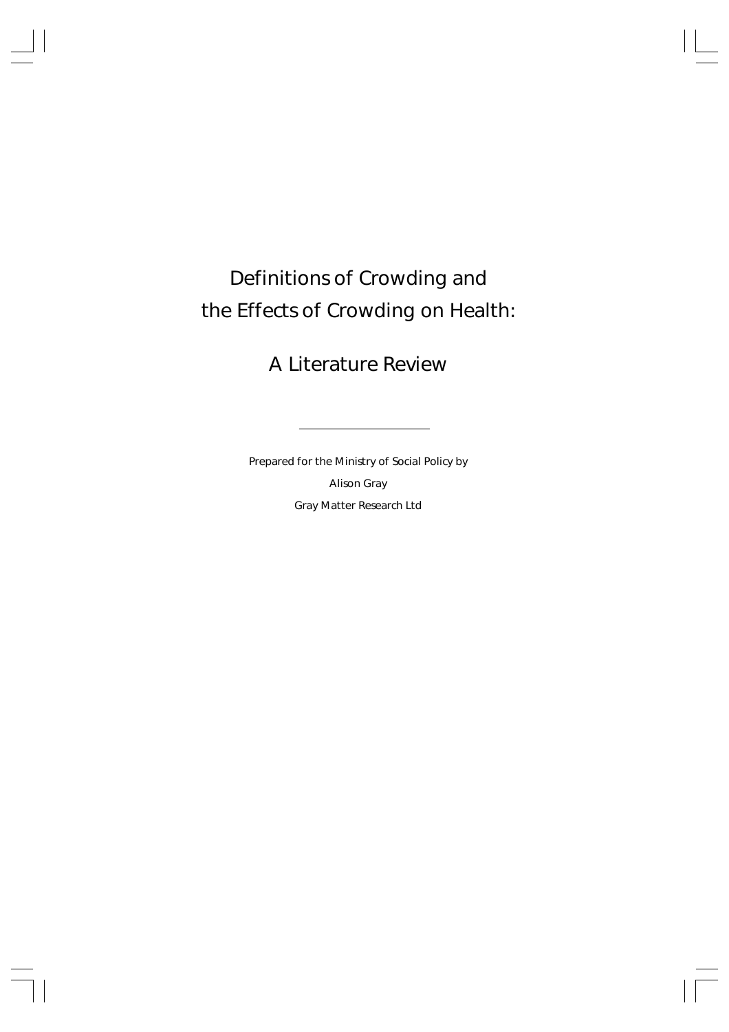# Definitions of Crowding and the Effects of Crowding on Health:

## A Literature Review

---

Prepared for the Ministry of Social Policy by

Alison Gray

Gray Matter Research Ltd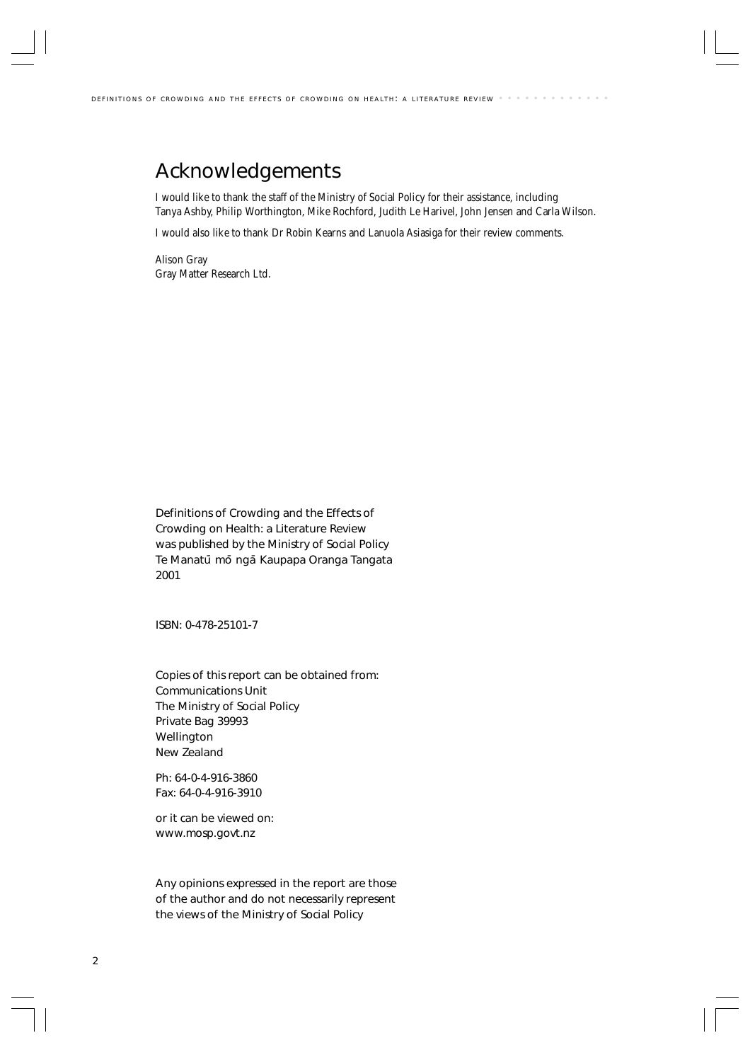# Acknowledgements

*I would like to thank the staff of the Ministry of Social Policy for their assistance, including Tanya Ashby, Philip Worthington, Mike Rochford, Judith Le Harivel, John Jensen and Carla Wilson.*

*I would also like to thank Dr Robin Kearns and Lanuola Asiasiga for their review comments.*

*Alison Gray*
*Gray Matter Research Ltd.*

Definitions of Crowding and the Effects of Crowding on Health: a Literature Review was published by the Ministry of Social Policy Te Manatū mō ngā Kaupapa Oranga Tangata 2001

ISBN: 0-478-25101-7

Copies of this report can be obtained from:
Communications Unit
The Ministry of Social Policy
Private Bag 39993
Wellington
New Zealand

Ph: 64-0-4-916-3860
Fax: 64-0-4-916-3910

or it can be viewed on:
www.mosp.govt.nz

Any opinions expressed in the report are those of the author and do not necessarily represent the views of the Ministry of Social Policy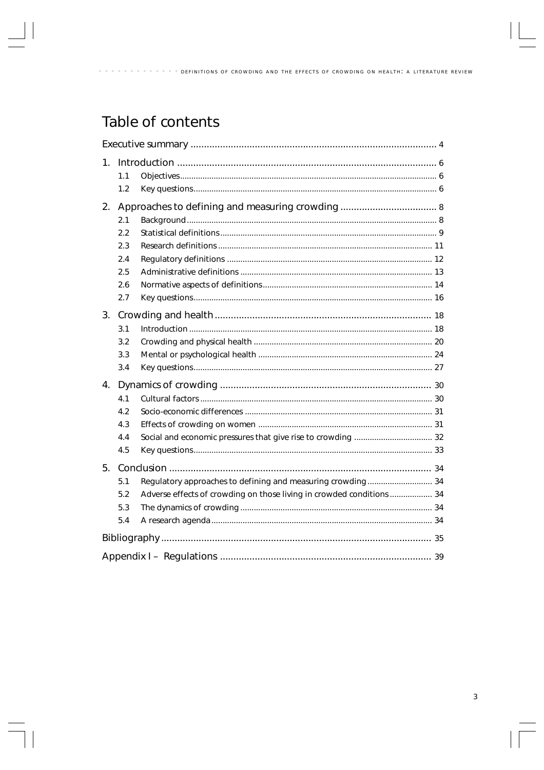# Table of contents

Executive summary ............................................................................................ 4

1. Introduction ................................................................................................ 6
   - 1.1 Objectives ................................................................................................ 6
   - 1.2 Key questions ............................................................................................ 6
2. Approaches to defining and measuring crowding .................................... 8
   - 2.1 Background ............................................................................................... 8
   - 2.2 Statistical definitions ................................................................................. 9
   - 2.3 Research definitions ................................................................................. 11
   - 2.4 Regulatory definitions .............................................................................. 12
   - 2.5 Administrative definitions ......................................................................... 13
   - 2.6 Normative aspects of definitions ............................................................. 14
   - 2.7 Key questions ........................................................................................... 16
3. Crowding and health ................................................................................. 18
   - 3.1 Introduction ............................................................................................. 18
   - 3.2 Crowding and physical health ................................................................. 20
   - 3.3 Mental or psychological health ............................................................... 24
   - 3.4 Key questions ........................................................................................... 27
4. Dynamics of crowding ............................................................................... 30
   - 4.1 Cultural factors ........................................................................................ 30
   - 4.2 Socio-economic differences ..................................................................... 31
   - 4.3 Effects of crowding on women ................................................................ 31
   - 4.4 Social and economic pressures that give rise to crowding ..................... 32
   - 4.5 Key questions ........................................................................................... 33
5. Conclusion .................................................................................................. 34
   - 5.1 Regulatory approaches to defining and measuring crowding ................. 34
   - 5.2 Adverse effects of crowding on those living in crowded conditions ...... 34
   - 5.3 The dynamics of crowding ...................................................................... 34
   - 5.4 A research agenda .................................................................................... 34

Bibliography ..................................................................................................... 35

Appendix I – Regulations ................................................................................ 39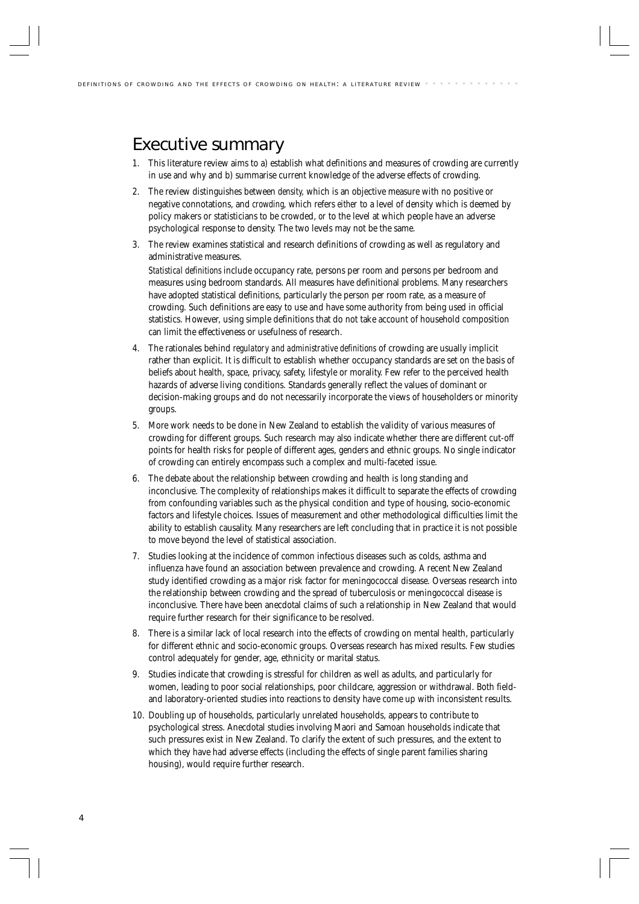# Executive summary

1. This literature review aims to a) establish what definitions and measures of crowding are currently in use and why and b) summarise current knowledge of the adverse effects of crowding.

2. The review distinguishes between *density*, which is an objective measure with no positive or negative connotations, and *crowding*, which refers *either* to a level of density which is deemed by policy makers or statisticians to be crowded, *or* to the level at which people have an adverse psychological response to density. The two levels may not be the same.

3. The review examines statistical and research definitions of crowding as well as regulatory and administrative measures.

   *Statistical definitions* include occupancy rate, persons per room and persons per bedroom and measures using bedroom standards. All measures have definitional problems. Many researchers have adopted statistical definitions, particularly the person per room rate, as a measure of crowding. Such definitions are easy to use and have some authority from being used in official statistics. However, using simple definitions that do not take account of household composition can limit the effectiveness or usefulness of research.

4. The rationales behind *regulatory and administrative definitions* of crowding are usually implicit rather than explicit. It is difficult to establish whether occupancy standards are set on the basis of beliefs about health, space, privacy, safety, lifestyle or morality. Few refer to the perceived health hazards of adverse living conditions. Standards generally reflect the values of dominant or decision-making groups and do not necessarily incorporate the views of householders or minority groups.

5. More work needs to be done in New Zealand to establish the validity of various measures of crowding for different groups. Such research may also indicate whether there are different cut-off points for health risks for people of different ages, genders and ethnic groups. No single indicator of crowding can entirely encompass such a complex and multi-faceted issue.

6. The debate about the relationship between crowding and health is long standing and inconclusive. The complexity of relationships makes it difficult to separate the effects of crowding from confounding variables such as the physical condition and type of housing, socio-economic factors and lifestyle choices. Issues of measurement and other methodological difficulties limit the ability to establish causality. Many researchers are left concluding that in practice it is not possible to move beyond the level of statistical association.

7. Studies looking at the incidence of common infectious diseases such as colds, asthma and influenza have found an association between prevalence and crowding. A recent New Zealand study identified crowding as a major risk factor for meningococcal disease. Overseas research into the relationship between crowding and the spread of tuberculosis or meningococcal disease is inconclusive. There have been anecdotal claims of such a relationship in New Zealand that would require further research for their significance to be resolved.

8. There is a similar lack of local research into the effects of crowding on mental health, particularly for different ethnic and socio-economic groups. Overseas research has mixed results. Few studies control adequately for gender, age, ethnicity or marital status.

9. Studies indicate that crowding is stressful for children as well as adults, and particularly for women, leading to poor social relationships, poor childcare, aggression or withdrawal. Both field- and laboratory-oriented studies into reactions to density have come up with inconsistent results.

10. Doubling up of households, particularly unrelated households, appears to contribute to psychological stress. Anecdotal studies involving Maori and Samoan households indicate that such pressures exist in New Zealand. To clarify the extent of such pressures, and the extent to which they have had adverse effects (including the effects of single parent families sharing housing), would require further research.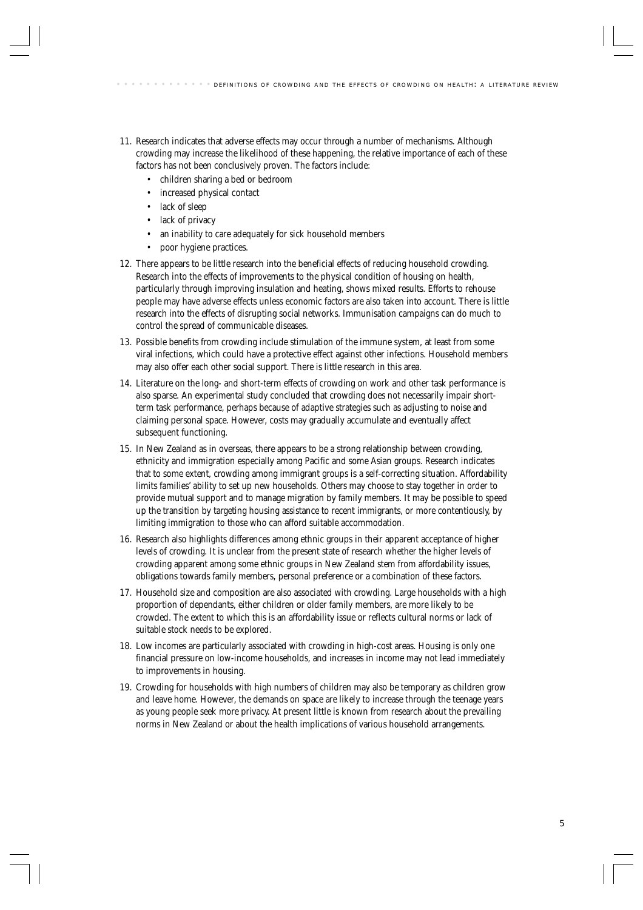11. Research indicates that adverse effects may occur through a number of mechanisms. Although crowding may increase the likelihood of these happening, the relative importance of each of these factors has not been conclusively proven. The factors include:
    - children sharing a bed or bedroom
    - increased physical contact
    - lack of sleep
    - lack of privacy
    - an inability to care adequately for sick household members
    - poor hygiene practices.
12. There appears to be little research into the beneficial effects of reducing household crowding. Research into the effects of improvements to the physical condition of housing on health, particularly through improving insulation and heating, shows mixed results. Efforts to rehouse people may have adverse effects unless economic factors are also taken into account. There is little research into the effects of disrupting social networks. Immunisation campaigns can do much to control the spread of communicable diseases.
13. Possible benefits from crowding include stimulation of the immune system, at least from some viral infections, which could have a protective effect against other infections. Household members may also offer each other social support. There is little research in this area.
14. Literature on the long- and short-term effects of crowding on work and other task performance is also sparse. An experimental study concluded that crowding does not necessarily impair short-term task performance, perhaps because of adaptive strategies such as adjusting to noise and claiming personal space. However, costs may gradually accumulate and eventually affect subsequent functioning.
15. In New Zealand as in overseas, there appears to be a strong relationship between crowding, ethnicity and immigration especially among Pacific and some Asian groups. Research indicates that to some extent, crowding among immigrant groups is a self-correcting situation. Affordability limits families' ability to set up new households. Others may choose to stay together in order to provide mutual support and to manage migration by family members. It may be possible to speed up the transition by targeting housing assistance to recent immigrants, or more contentiously, by limiting immigration to those who can afford suitable accommodation.
16. Research also highlights differences among ethnic groups in their apparent acceptance of higher levels of crowding. It is unclear from the present state of research whether the higher levels of crowding apparent among some ethnic groups in New Zealand stem from affordability issues, obligations towards family members, personal preference or a combination of these factors.
17. Household size and composition are also associated with crowding. Large households with a high proportion of dependants, either children or older family members, are more likely to be crowded. The extent to which this is an affordability issue or reflects cultural norms or lack of suitable stock needs to be explored.
18. Low incomes are particularly associated with crowding in high-cost areas. Housing is only one financial pressure on low-income households, and increases in income may not lead immediately to improvements in housing.
19. Crowding for households with high numbers of children may also be temporary as children grow and leave home. However, the demands on space are likely to increase through the teenage years as young people seek more privacy. At present little is known from research about the prevailing norms in New Zealand or about the health implications of various household arrangements.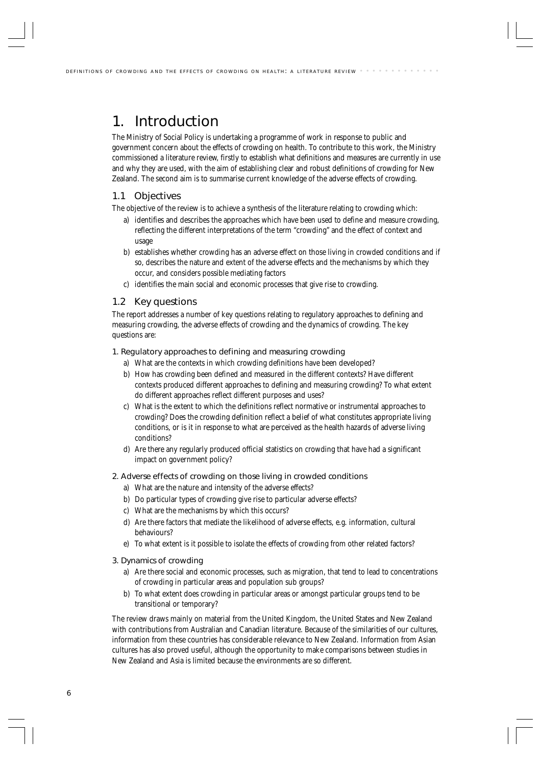# 1. Introduction

The Ministry of Social Policy is undertaking a programme of work in response to public and government concern about the effects of crowding on health. To contribute to this work, the Ministry commissioned a literature review, firstly to establish what definitions and measures are currently in use and why they are used, with the aim of establishing clear and robust definitions of crowding for New Zealand. The second aim is to summarise current knowledge of the adverse effects of crowding.

## 1.1 Objectives

The objective of the review is to achieve a synthesis of the literature relating to crowding which:

a) identifies and describes the approaches which have been used to define and measure crowding, reflecting the different interpretations of the term "crowding" and the effect of context and usage

b) establishes whether crowding has an adverse effect on those living in crowded conditions and if so, describes the nature and extent of the adverse effects and the mechanisms by which they occur, and considers possible mediating factors

c) identifies the main social and economic processes that give rise to crowding.

## 1.2 Key questions

The report addresses a number of key questions relating to regulatory approaches to defining and measuring crowding, the adverse effects of crowding and the dynamics of crowding. The key questions are:

### 1. Regulatory approaches to defining and measuring crowding

a) What are the contexts in which crowding definitions have been developed?

b) How has crowding been defined and measured in the different contexts? Have different contexts produced different approaches to defining and measuring crowding? To what extent do different approaches reflect different purposes and uses?

c) What is the extent to which the definitions reflect normative or instrumental approaches to crowding? Does the crowding definition reflect a belief of what constitutes appropriate living conditions, or is it in response to what are perceived as the health hazards of adverse living conditions?

d) Are there any regularly produced official statistics on crowding that have had a significant impact on government policy?

### 2. Adverse effects of crowding on those living in crowded conditions

a) What are the nature and intensity of the adverse effects?

b) Do particular types of crowding give rise to particular adverse effects?

c) What are the mechanisms by which this occurs?

d) Are there factors that mediate the likelihood of adverse effects, e.g. information, cultural behaviours?

e) To what extent is it possible to isolate the effects of crowding from other related factors?

### 3. Dynamics of crowding

a) Are there social and economic processes, such as migration, that tend to lead to concentrations of crowding in particular areas and population sub groups?

b) To what extent does crowding in particular areas or amongst particular groups tend to be transitional or temporary?

The review draws mainly on material from the United Kingdom, the United States and New Zealand with contributions from Australian and Canadian literature. Because of the similarities of our cultures, information from these countries has considerable relevance to New Zealand. Information from Asian cultures has also proved useful, although the opportunity to make comparisons between studies in New Zealand and Asia is limited because the environments are so different.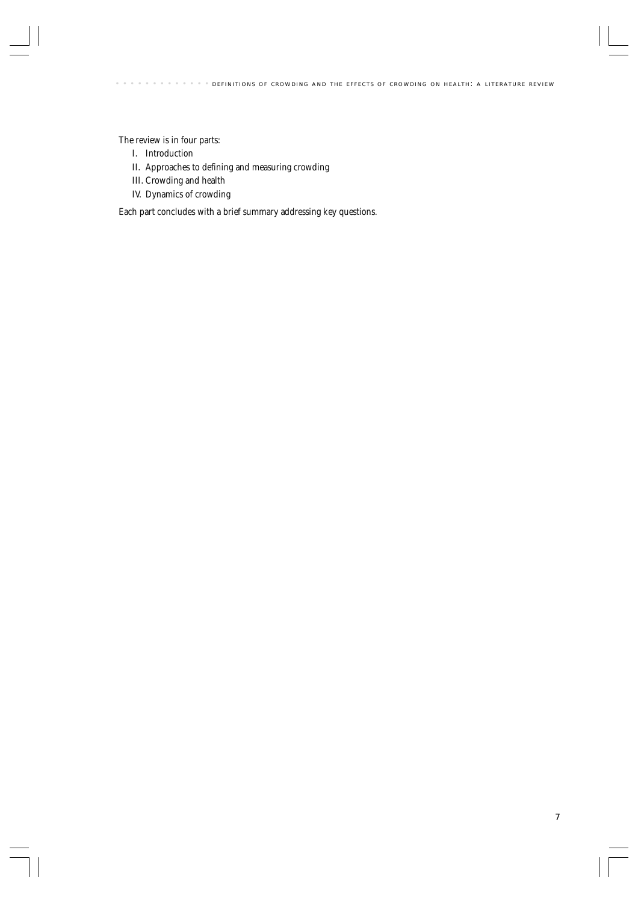The review is in four parts:

I. Introduction
II. Approaches to defining and measuring crowding
III. Crowding and health
IV. Dynamics of crowding

Each part concludes with a brief summary addressing key questions.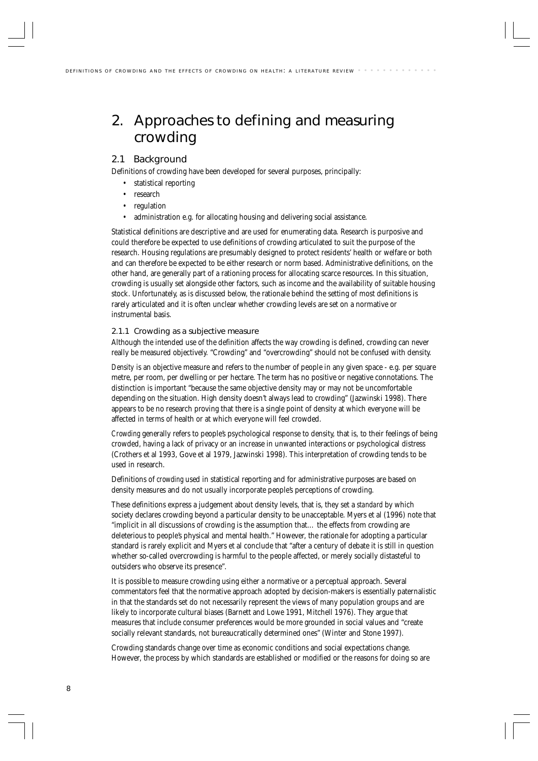# 2. Approaches to defining and measuring crowding

## 2.1 Background

Definitions of crowding have been developed for several purposes, principally:

- statistical reporting
- research
- regulation
- administration e.g. for allocating housing and delivering social assistance.

Statistical definitions are descriptive and are used for enumerating data. Research is purposive and could therefore be expected to use definitions of crowding articulated to suit the purpose of the research. Housing regulations are presumably designed to protect residents' health or welfare or both and can therefore be expected to be either research or norm based. Administrative definitions, on the other hand, are generally part of a rationing process for allocating scarce resources. In this situation, crowding is usually set alongside other factors, such as income and the availability of suitable housing stock. Unfortunately, as is discussed below, the rationale behind the setting of most definitions is rarely articulated and it is often unclear whether crowding levels are set on a normative or instrumental basis.

### 2.1.1 Crowding as a subjective measure

Although the intended use of the definition affects the way crowding is defined, crowding can never really be measured objectively. "Crowding" and "overcrowding" should not be confused with density.

*Density* is an objective measure and refers to the number of people in any given space - e.g. per square metre, per room, per dwelling or per hectare. The term has no positive or negative connotations. The distinction is important "because the same objective density may or may not be uncomfortable depending on the situation. High density doesn't always lead to crowding" (Jazwinski 1998). There appears to be no research proving that there is a single point of density at which everyone will be affected in terms of health or at which everyone will feel crowded.

*Crowding* generally refers to people's psychological response to density, that is, to their feelings of being crowded, having a lack of privacy or an increase in unwanted interactions or psychological distress (Crothers et al 1993, Gove et al 1979, Jazwinski 1998). This interpretation of crowding tends to be used in research.

Definitions of *crowding* used in statistical reporting and for administrative purposes are based on density measures and do not usually incorporate people's perceptions of crowding.

These definitions express a judgement about density levels, that is, they set a *standard* by which society declares crowding beyond a particular density to be unacceptable. Myers et al (1996) note that "implicit in all discussions of crowding is the assumption that… the effects from crowding are deleterious to people's physical and mental health." However, the rationale for adopting a particular standard is rarely explicit and Myers et al conclude that "after a century of debate it is still in question whether so-called overcrowding is harmful to the people affected, or merely socially distasteful to outsiders who observe its presence".

It is possible to measure crowding using either a normative or a perceptual approach. Several commentators feel that the normative approach adopted by decision-makers is essentially paternalistic in that the standards set do not necessarily represent the views of many population groups and are likely to incorporate cultural biases (Barnett and Lowe 1991, Mitchell 1976). They argue that measures that include consumer preferences would be more grounded in social values and "create socially relevant standards, not bureaucratically determined ones" (Winter and Stone 1997).

Crowding standards change over time as economic conditions and social expectations change. However, the process by which standards are established or modified or the reasons for doing so are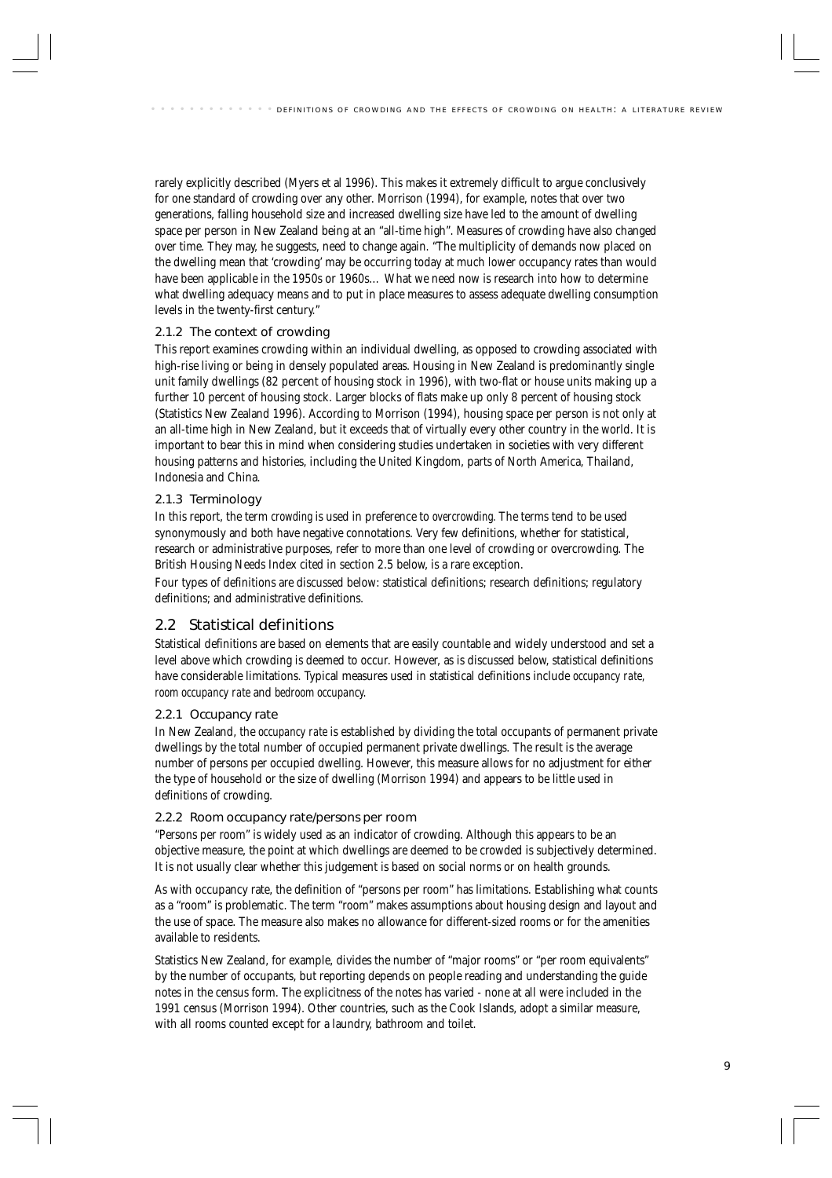rarely explicitly described (Myers et al 1996). This makes it extremely difficult to argue conclusively for one standard of crowding over any other. Morrison (1994), for example, notes that over two generations, falling household size and increased dwelling size have led to the amount of dwelling space per person in New Zealand being at an "all-time high". Measures of crowding have also changed over time. They may, he suggests, need to change again. "The multiplicity of demands now placed on the dwelling mean that 'crowding' may be occurring today at much lower occupancy rates than would have been applicable in the 1950s or 1960s… What we need now is research into how to determine what dwelling adequacy means and to put in place measures to assess adequate dwelling consumption levels in the twenty-first century."

### 2.1.2 The context of crowding

This report examines crowding within an individual dwelling, as opposed to crowding associated with high-rise living or being in densely populated areas. Housing in New Zealand is predominantly single unit family dwellings (82 percent of housing stock in 1996), with two-flat or house units making up a further 10 percent of housing stock. Larger blocks of flats make up only 8 percent of housing stock (Statistics New Zealand 1996). According to Morrison (1994), housing space per person is not only at an all-time high in New Zealand, but it exceeds that of virtually every other country in the world. It is important to bear this in mind when considering studies undertaken in societies with very different housing patterns and histories, including the United Kingdom, parts of North America, Thailand, Indonesia and China.

### 2.1.3 Terminology

In this report, the term *crowding* is used in preference to *overcrowding*. The terms tend to be used synonymously and both have negative connotations. Very few definitions, whether for statistical, research or administrative purposes, refer to more than one level of crowding or overcrowding. The British Housing Needs Index cited in section 2.5 below, is a rare exception.

Four types of definitions are discussed below: statistical definitions; research definitions; regulatory definitions; and administrative definitions.

## 2.2 Statistical definitions

Statistical definitions are based on elements that are easily countable and widely understood and set a level above which crowding is deemed to occur. However, as is discussed below, statistical definitions have considerable limitations. Typical measures used in statistical definitions include *occupancy rate*, *room occupancy rate* and *bedroom occupancy*.

### 2.2.1 Occupancy rate

In New Zealand, the *occupancy rate* is established by dividing the total occupants of permanent private dwellings by the total number of occupied permanent private dwellings. The result is the average number of persons per occupied dwelling. However, this measure allows for no adjustment for either the type of household or the size of dwelling (Morrison 1994) and appears to be little used in definitions of crowding.

### 2.2.2 Room occupancy rate/persons per room

"Persons per room" is widely used as an indicator of crowding. Although this appears to be an objective measure, the point at which dwellings are deemed to be crowded is subjectively determined. It is not usually clear whether this judgement is based on social norms or on health grounds.

As with occupancy rate, the definition of "persons per room" has limitations. Establishing what counts as a "room" is problematic. The term "room" makes assumptions about housing design and layout and the use of space. The measure also makes no allowance for different-sized rooms or for the amenities available to residents.

Statistics New Zealand, for example, divides the number of "major rooms" or "per room equivalents" by the number of occupants, but reporting depends on people reading and understanding the guide notes in the census form. The explicitness of the notes has varied - none at all were included in the 1991 census (Morrison 1994). Other countries, such as the Cook Islands, adopt a similar measure, with all rooms counted except for a laundry, bathroom and toilet.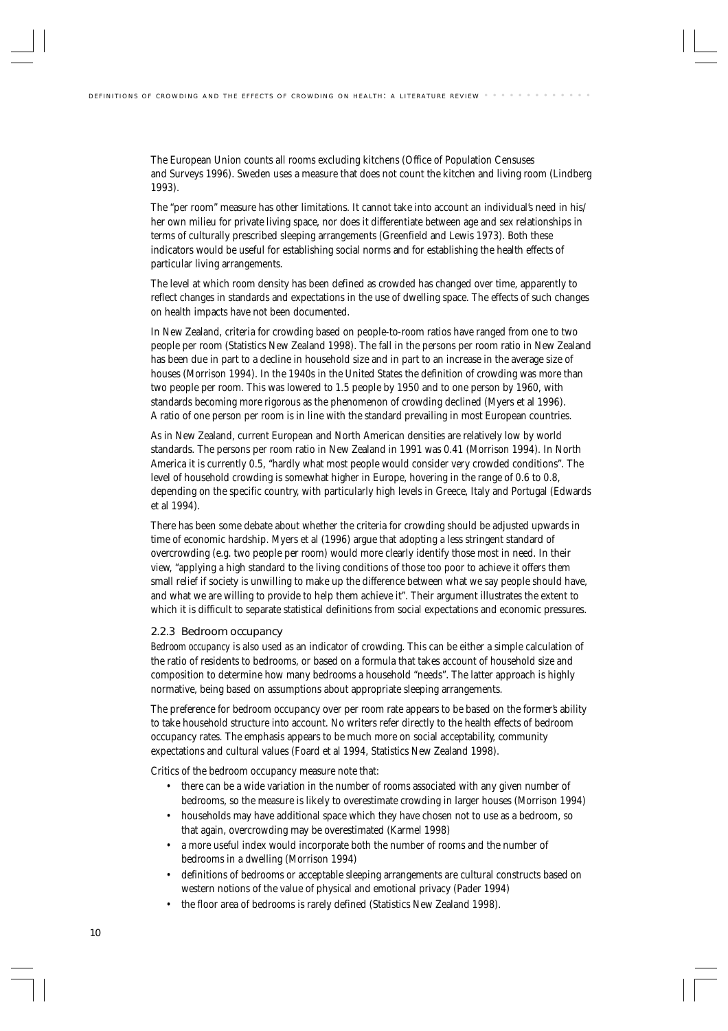The European Union counts all rooms excluding kitchens (Office of Population Censuses and Surveys 1996). Sweden uses a measure that does not count the kitchen and living room (Lindberg 1993).

The "per room" measure has other limitations. It cannot take into account an individual's need in his/her own milieu for private living space, nor does it differentiate between age and sex relationships in terms of culturally prescribed sleeping arrangements (Greenfield and Lewis 1973). Both these indicators would be useful for establishing social norms and for establishing the health effects of particular living arrangements.

The level at which room density has been defined as crowded has changed over time, apparently to reflect changes in standards and expectations in the use of dwelling space. The effects of such changes on health impacts have not been documented.

In New Zealand, criteria for crowding based on people-to-room ratios have ranged from one to two people per room (Statistics New Zealand 1998). The fall in the persons per room ratio in New Zealand has been due in part to a decline in household size and in part to an increase in the average size of houses (Morrison 1994). In the 1940s in the United States the definition of crowding was more than two people per room. This was lowered to 1.5 people by 1950 and to one person by 1960, with standards becoming more rigorous as the phenomenon of crowding declined (Myers et al 1996). A ratio of one person per room is in line with the standard prevailing in most European countries.

As in New Zealand, current European and North American densities are relatively low by world standards. The persons per room ratio in New Zealand in 1991 was 0.41 (Morrison 1994). In North America it is currently 0.5, "hardly what most people would consider very crowded conditions". The level of household crowding is somewhat higher in Europe, hovering in the range of 0.6 to 0.8, depending on the specific country, with particularly high levels in Greece, Italy and Portugal (Edwards et al 1994).

There has been some debate about whether the criteria for crowding should be adjusted upwards in time of economic hardship. Myers et al (1996) argue that adopting a less stringent standard of overcrowding (e.g. two people per room) would more clearly identify those most in need. In their view, "applying a high standard to the living conditions of those too poor to achieve it offers them small relief if society is unwilling to make up the difference between what we say people should have, and what we are willing to provide to help them achieve it". Their argument illustrates the extent to which it is difficult to separate statistical definitions from social expectations and economic pressures.

### 2.2.3 Bedroom occupancy

*Bedroom occupancy* is also used as an indicator of crowding. This can be either a simple calculation of the ratio of residents to bedrooms, or based on a formula that takes account of household size and composition to determine how many bedrooms a household "needs". The latter approach is highly normative, being based on assumptions about appropriate sleeping arrangements.

The preference for bedroom occupancy over per room rate appears to be based on the former's ability to take household structure into account. No writers refer directly to the health effects of bedroom occupancy rates. The emphasis appears to be much more on social acceptability, community expectations and cultural values (Foard et al 1994, Statistics New Zealand 1998).

Critics of the bedroom occupancy measure note that:

- there can be a wide variation in the number of rooms associated with any given number of bedrooms, so the measure is likely to overestimate crowding in larger houses (Morrison 1994)
- households may have additional space which they have chosen not to use as a bedroom, so that again, overcrowding may be overestimated (Karmel 1998)
- a more useful index would incorporate both the number of rooms and the number of bedrooms in a dwelling (Morrison 1994)
- definitions of bedrooms or acceptable sleeping arrangements are cultural constructs based on western notions of the value of physical and emotional privacy (Pader 1994)
- the floor area of bedrooms is rarely defined (Statistics New Zealand 1998).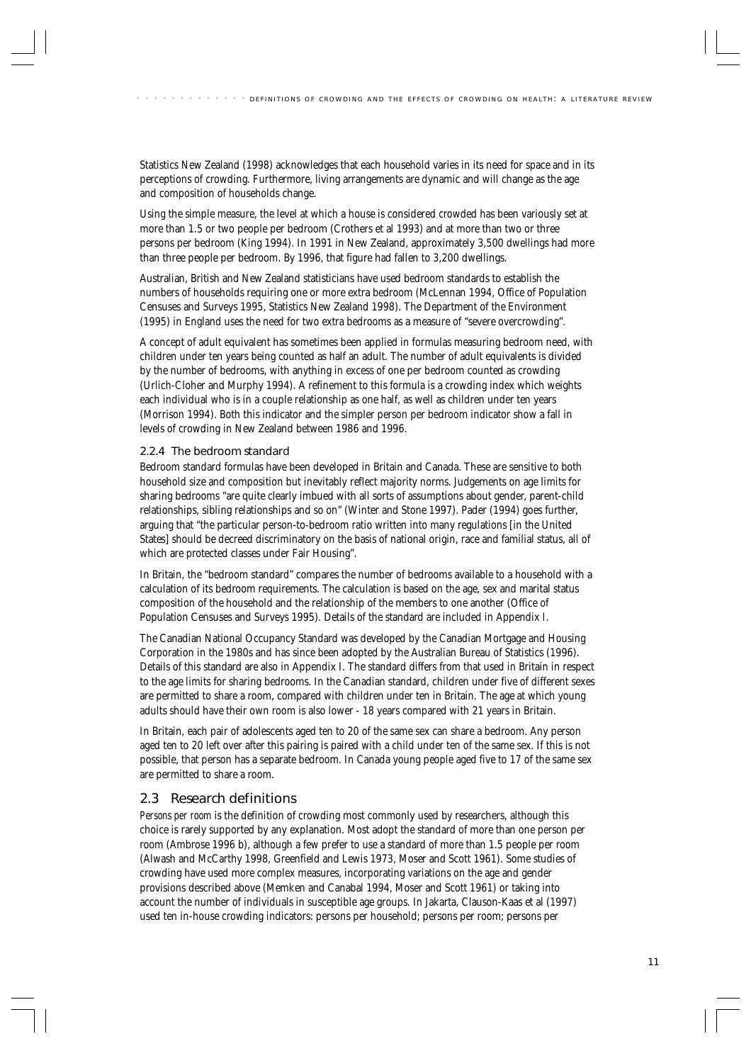Statistics New Zealand (1998) acknowledges that each household varies in its need for space and in its perceptions of crowding. Furthermore, living arrangements are dynamic and will change as the age and composition of households change.

Using the simple measure, the level at which a house is considered crowded has been variously set at more than 1.5 or two people per bedroom (Crothers et al 1993) and at more than two or three persons per bedroom (King 1994). In 1991 in New Zealand, approximately 3,500 dwellings had more than three people per bedroom. By 1996, that figure had fallen to 3,200 dwellings.

Australian, British and New Zealand statisticians have used bedroom standards to establish the numbers of households requiring one or more extra bedroom (McLennan 1994, Office of Population Censuses and Surveys 1995, Statistics New Zealand 1998). The Department of the Environment (1995) in England uses the need for two extra bedrooms as a measure of "severe overcrowding".

A concept of adult equivalent has sometimes been applied in formulas measuring bedroom need, with children under ten years being counted as half an adult. The number of adult equivalents is divided by the number of bedrooms, with anything in excess of one per bedroom counted as crowding (Urlich-Cloher and Murphy 1994). A refinement to this formula is a crowding index which weights each individual who is in a couple relationship as one half, as well as children under ten years (Morrison 1994). Both this indicator and the simpler person per bedroom indicator show a fall in levels of crowding in New Zealand between 1986 and 1996.

### 2.2.4 The bedroom standard

Bedroom standard formulas have been developed in Britain and Canada. These are sensitive to both household size and composition but inevitably reflect majority norms. Judgements on age limits for sharing bedrooms "are quite clearly imbued with all sorts of assumptions about gender, parent-child relationships, sibling relationships and so on" (Winter and Stone 1997). Pader (1994) goes further, arguing that "the particular person-to-bedroom ratio written into many regulations [in the United States] should be decreed discriminatory on the basis of national origin, race and familial status, all of which are protected classes under Fair Housing".

In Britain, the "bedroom standard" compares the number of bedrooms available to a household with a calculation of its bedroom requirements. The calculation is based on the age, sex and marital status composition of the household and the relationship of the members to one another (Office of Population Censuses and Surveys 1995). Details of the standard are included in Appendix I.

The Canadian National Occupancy Standard was developed by the Canadian Mortgage and Housing Corporation in the 1980s and has since been adopted by the Australian Bureau of Statistics (1996). Details of this standard are also in Appendix I. The standard differs from that used in Britain in respect to the age limits for sharing bedrooms. In the Canadian standard, children under five of different sexes are permitted to share a room, compared with children under ten in Britain. The age at which young adults should have their own room is also lower - 18 years compared with 21 years in Britain.

In Britain, each pair of adolescents aged ten to 20 of the same sex can share a bedroom. Any person aged ten to 20 left over after this pairing is paired with a child under ten of the same sex. If this is not possible, that person has a separate bedroom. In Canada young people aged five to 17 of the same sex are permitted to share a room.

## 2.3 Research definitions

*Persons per room* is the definition of crowding most commonly used by researchers, although this choice is rarely supported by any explanation. Most adopt the standard of more than one person per room (Ambrose 1996 b), although a few prefer to use a standard of more than 1.5 people per room (Alwash and McCarthy 1998, Greenfield and Lewis 1973, Moser and Scott 1961). Some studies of crowding have used more complex measures, incorporating variations on the age and gender provisions described above (Memken and Canabal 1994, Moser and Scott 1961) or taking into account the number of individuals in susceptible age groups. In Jakarta, Clauson-Kaas et al (1997) used ten in-house crowding indicators: persons per household; persons per room; persons per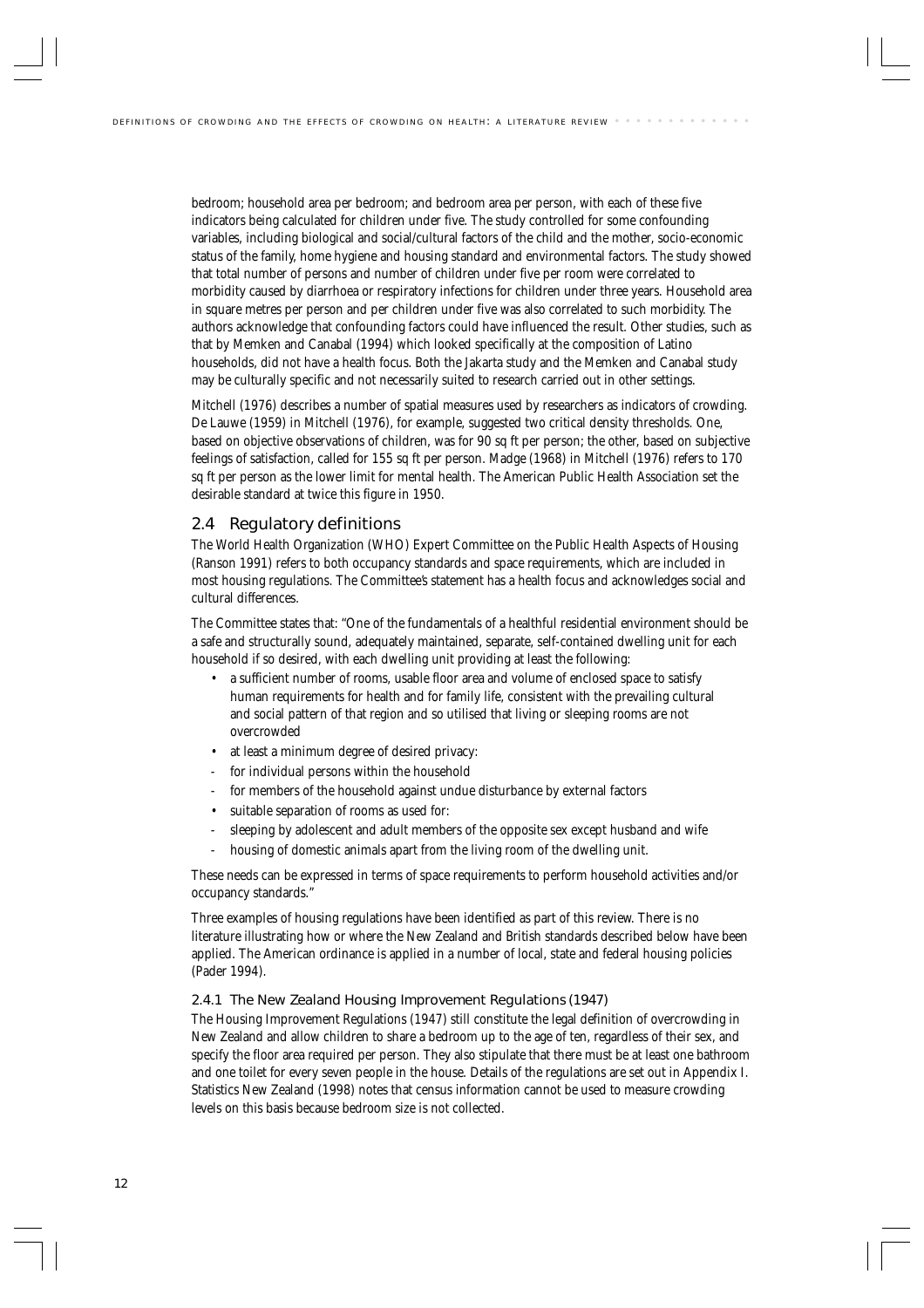bedroom; household area per bedroom; and bedroom area per person, with each of these five indicators being calculated for children under five. The study controlled for some confounding variables, including biological and social/cultural factors of the child and the mother, socio-economic status of the family, home hygiene and housing standard and environmental factors. The study showed that total number of persons and number of children under five per room were correlated to morbidity caused by diarrhoea or respiratory infections for children under three years. Household area in square metres per person and per children under five was also correlated to such morbidity. The authors acknowledge that confounding factors could have influenced the result. Other studies, such as that by Memken and Canabal (1994) which looked specifically at the composition of Latino households, did not have a health focus. Both the Jakarta study and the Memken and Canabal study may be culturally specific and not necessarily suited to research carried out in other settings.

Mitchell (1976) describes a number of spatial measures used by researchers as indicators of crowding. De Lauwe (1959) in Mitchell (1976), for example, suggested two critical density thresholds. One, based on objective observations of children, was for 90 sq ft per person; the other, based on subjective feelings of satisfaction, called for 155 sq ft per person. Madge (1968) in Mitchell (1976) refers to 170 sq ft per person as the lower limit for mental health. The American Public Health Association set the desirable standard at twice this figure in 1950.

## 2.4 Regulatory definitions

The World Health Organization (WHO) Expert Committee on the Public Health Aspects of Housing (Ranson 1991) refers to both occupancy standards and space requirements, which are included in most housing regulations. The Committee's statement has a health focus and acknowledges social and cultural differences.

The Committee states that: "One of the fundamentals of a healthful residential environment should be a safe and structurally sound, adequately maintained, separate, self-contained dwelling unit for each household if so desired, with each dwelling unit providing at least the following:

- a sufficient number of rooms, usable floor area and volume of enclosed space to satisfy human requirements for health and for family life, consistent with the prevailing cultural and social pattern of that region and so utilised that living or sleeping rooms are not overcrowded
- at least a minimum degree of desired privacy:
  - for individual persons within the household
  - for members of the household against undue disturbance by external factors
- suitable separation of rooms as used for:
  - sleeping by adolescent and adult members of the opposite sex except husband and wife
  - housing of domestic animals apart from the living room of the dwelling unit.

These needs can be expressed in terms of space requirements to perform household activities and/or occupancy standards."

Three examples of housing regulations have been identified as part of this review. There is no literature illustrating how or where the New Zealand and British standards described below have been applied. The American ordinance is applied in a number of local, state and federal housing policies (Pader 1994).

### 2.4.1 The New Zealand Housing Improvement Regulations (1947)

The Housing Improvement Regulations (1947) still constitute the legal definition of overcrowding in New Zealand and allow children to share a bedroom up to the age of ten, regardless of their sex, and specify the floor area required per person. They also stipulate that there must be at least one bathroom and one toilet for every seven people in the house. Details of the regulations are set out in Appendix I. Statistics New Zealand (1998) notes that census information cannot be used to measure crowding levels on this basis because bedroom size is not collected.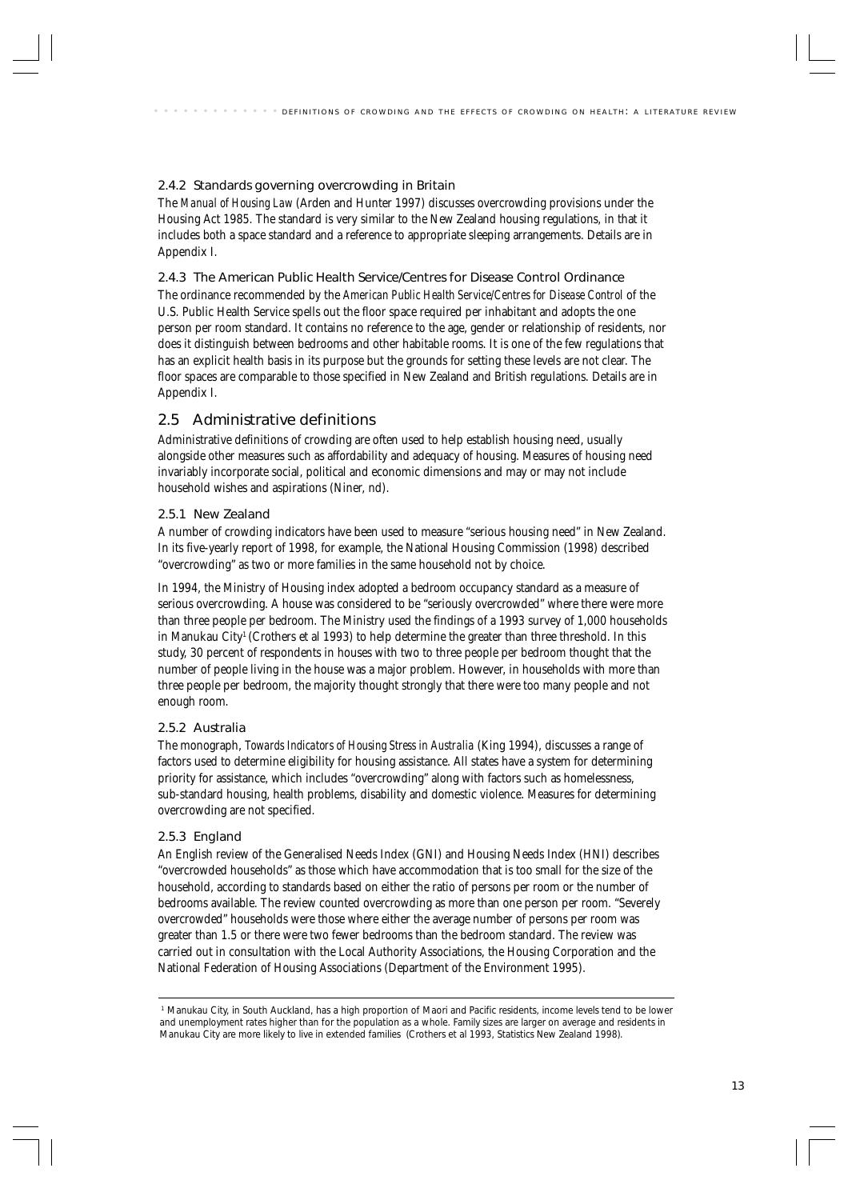### 2.4.2 Standards governing overcrowding in Britain

The *Manual of Housing Law* (Arden and Hunter 1997) discusses overcrowding provisions under the Housing Act 1985. The standard is very similar to the New Zealand housing regulations, in that it includes both a space standard and a reference to appropriate sleeping arrangements. Details are in Appendix I.

### 2.4.3 The American Public Health Service/Centres for Disease Control Ordinance

The ordinance recommended by the *American Public Health Service/Centres for Disease Control* of the U.S. Public Health Service spells out the floor space required per inhabitant and adopts the one person per room standard. It contains no reference to the age, gender or relationship of residents, nor does it distinguish between bedrooms and other habitable rooms. It is one of the few regulations that has an explicit health basis in its purpose but the grounds for setting these levels are not clear. The floor spaces are comparable to those specified in New Zealand and British regulations. Details are in Appendix I.

## 2.5 Administrative definitions

Administrative definitions of crowding are often used to help establish housing need, usually alongside other measures such as affordability and adequacy of housing. Measures of housing need invariably incorporate social, political and economic dimensions and may or may not include household wishes and aspirations (Niner, nd).

### 2.5.1 New Zealand

A number of crowding indicators have been used to measure "serious housing need" in New Zealand. In its five-yearly report of 1998, for example, the National Housing Commission (1998) described "overcrowding" as two or more families in the same household not by choice.

In 1994, the Ministry of Housing index adopted a bedroom occupancy standard as a measure of serious overcrowding. A house was considered to be "seriously overcrowded" where there were more than three people per bedroom. The Ministry used the findings of a 1993 survey of 1,000 households in Manukau City[1] (Crothers et al 1993) to help determine the greater than three threshold. In this study, 30 percent of respondents in houses with two to three people per bedroom thought that the number of people living in the house was a major problem. However, in households with more than three people per bedroom, the majority thought strongly that there were too many people and not enough room.

### 2.5.2 Australia

The monograph, *Towards Indicators of Housing Stress in Australia* (King 1994), discusses a range of factors used to determine eligibility for housing assistance. All states have a system for determining priority for assistance, which includes "overcrowding" along with factors such as homelessness, sub-standard housing, health problems, disability and domestic violence. Measures for determining overcrowding are not specified.

### 2.5.3 England

An English review of the Generalised Needs Index (GNI) and Housing Needs Index (HNI) describes "overcrowded households" as those which have accommodation that is too small for the size of the household, according to standards based on either the ratio of persons per room or the number of bedrooms available. The review counted overcrowding as more than one person per room. "Severely overcrowded" households were those where either the average number of persons per room was greater than 1.5 or there were two fewer bedrooms than the bedroom standard. The review was carried out in consultation with the Local Authority Associations, the Housing Corporation and the National Federation of Housing Associations (Department of the Environment 1995).

---

[1] Manukau City, in South Auckland, has a high proportion of Maori and Pacific residents, income levels tend to be lower and unemployment rates higher than for the population as a whole. Family sizes are larger on average and residents in Manukau City are more likely to live in extended families (Crothers et al 1993, Statistics New Zealand 1998).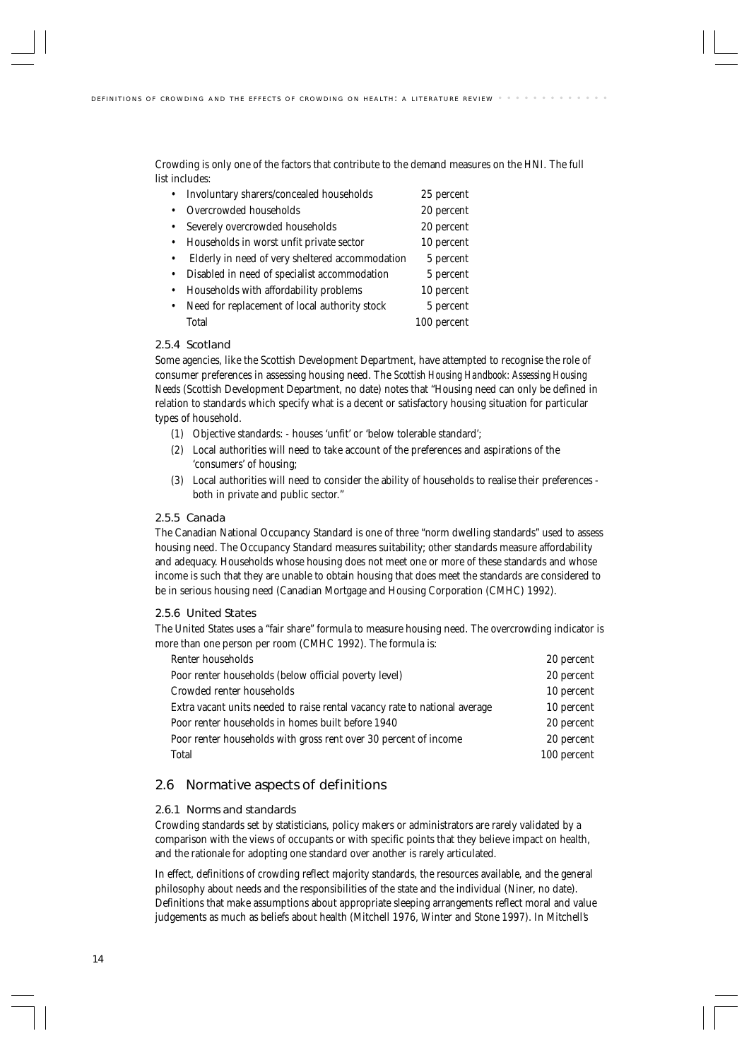Crowding is only one of the factors that contribute to the demand measures on the HNI. The full list includes:

| | |
|---|---|
| • Involuntary sharers/concealed households | 25 percent |
| • Overcrowded households | 20 percent |
| • Severely overcrowded households | 20 percent |
| • Households in worst unfit private sector | 10 percent |
| • Elderly in need of very sheltered accommodation | 5 percent |
| • Disabled in need of specialist accommodation | 5 percent |
| • Households with affordability problems | 10 percent |
| • Need for replacement of local authority stock | 5 percent |
| Total | 100 percent |

### 2.5.4 Scotland

Some agencies, like the Scottish Development Department, have attempted to recognise the role of consumer preferences in assessing housing need. The *Scottish Housing Handbook: Assessing Housing Needs* (Scottish Development Department, no date) notes that "Housing need can only be defined in relation to standards which specify what is a decent or satisfactory housing situation for particular types of household.

(1) Objective standards: - houses 'unfit' or 'below tolerable standard';

(2) Local authorities will need to take account of the preferences and aspirations of the 'consumers' of housing;

(3) Local authorities will need to consider the ability of households to realise their preferences - both in private and public sector."

### 2.5.5 Canada

The Canadian National Occupancy Standard is one of three "norm dwelling standards" used to assess housing need. The Occupancy Standard measures suitability; other standards measure affordability and adequacy. Households whose housing does not meet one or more of these standards and whose income is such that they are unable to obtain housing that does meet the standards are considered to be in serious housing need (Canadian Mortgage and Housing Corporation (CMHC) 1992).

### 2.5.6 United States

The United States uses a "fair share" formula to measure housing need. The overcrowding indicator is more than one person per room (CMHC 1992). The formula is:

| | |
|---|---|
| Renter households | 20 percent |
| Poor renter households (below official poverty level) | 20 percent |
| Crowded renter households | 10 percent |
| Extra vacant units needed to raise rental vacancy rate to national average | 10 percent |
| Poor renter households in homes built before 1940 | 20 percent |
| Poor renter households with gross rent over 30 percent of income | 20 percent |
| Total | 100 percent |

## 2.6 Normative aspects of definitions

### 2.6.1 Norms and standards

Crowding standards set by statisticians, policy makers or administrators are rarely validated by a comparison with the views of occupants or with specific points that they believe impact on health, and the rationale for adopting one standard over another is rarely articulated.

In effect, definitions of crowding reflect majority standards, the resources available, and the general philosophy about needs and the responsibilities of the state and the individual (Niner, no date). Definitions that make assumptions about appropriate sleeping arrangements reflect moral and value judgements as much as beliefs about health (Mitchell 1976, Winter and Stone 1997). In Mitchell's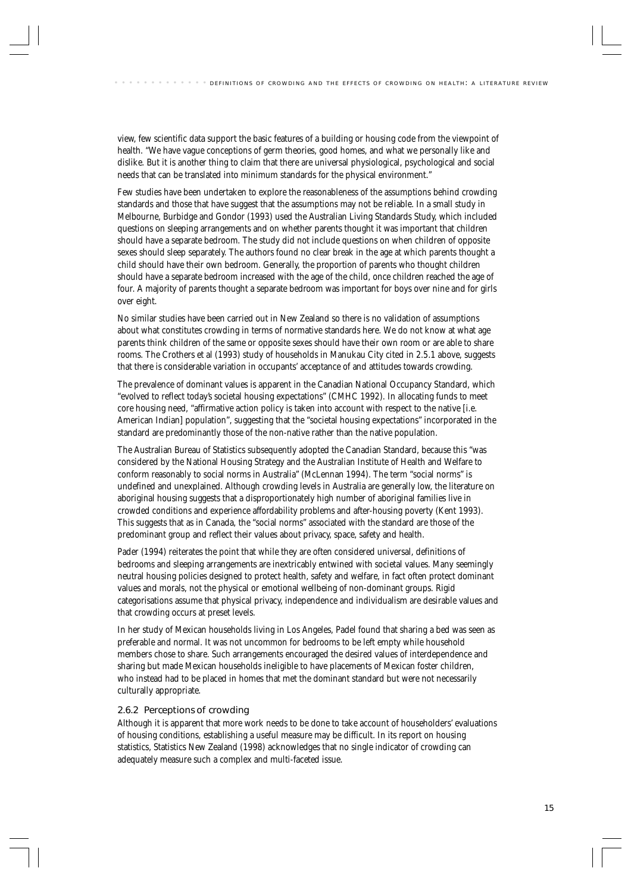view, few scientific data support the basic features of a building or housing code from the viewpoint of health. "We have vague conceptions of germ theories, good homes, and what we personally like and dislike. But it is another thing to claim that there are universal physiological, psychological and social needs that can be translated into minimum standards for the physical environment."

Few studies have been undertaken to explore the reasonableness of the assumptions behind crowding standards and those that have suggest that the assumptions may not be reliable. In a small study in Melbourne, Burbidge and Gondor (1993) used the Australian Living Standards Study, which included questions on sleeping arrangements and on whether parents thought it was important that children should have a separate bedroom. The study did not include questions on when children of opposite sexes should sleep separately. The authors found no clear break in the age at which parents thought a child should have their own bedroom. Generally, the proportion of parents who thought children should have a separate bedroom increased with the age of the child, once children reached the age of four. A majority of parents thought a separate bedroom was important for boys over nine and for girls over eight.

No similar studies have been carried out in New Zealand so there is no validation of assumptions about what constitutes crowding in terms of normative standards here. We do not know at what age parents think children of the same or opposite sexes should have their own room or are able to share rooms. The Crothers et al (1993) study of households in Manukau City cited in 2.5.1 above, suggests that there is considerable variation in occupants' acceptance of and attitudes towards crowding.

The prevalence of dominant values is apparent in the Canadian National Occupancy Standard, which "evolved to reflect today's societal housing expectations" (CMHC 1992). In allocating funds to meet core housing need, "affirmative action policy is taken into account with respect to the native [i.e. American Indian] population", suggesting that the "societal housing expectations" incorporated in the standard are predominantly those of the non-native rather than the native population.

The Australian Bureau of Statistics subsequently adopted the Canadian Standard, because this "was considered by the National Housing Strategy and the Australian Institute of Health and Welfare to conform reasonably to social norms in Australia" (McLennan 1994). The term "social norms" is undefined and unexplained. Although crowding levels in Australia are generally low, the literature on aboriginal housing suggests that a disproportionately high number of aboriginal families live in crowded conditions and experience affordability problems and after-housing poverty (Kent 1993). This suggests that as in Canada, the "social norms" associated with the standard are those of the predominant group and reflect their values about privacy, space, safety and health.

Pader (1994) reiterates the point that while they are often considered universal, definitions of bedrooms and sleeping arrangements are inextricably entwined with societal values. Many seemingly neutral housing policies designed to protect health, safety and welfare, in fact often protect dominant values and morals, not the physical or emotional wellbeing of non-dominant groups. Rigid categorisations assume that physical privacy, independence and individualism are desirable values and that crowding occurs at preset levels.

In her study of Mexican households living in Los Angeles, Padel found that sharing a bed was seen as preferable and normal. It was not uncommon for bedrooms to be left empty while household members chose to share. Such arrangements encouraged the desired values of interdependence and sharing but made Mexican households ineligible to have placements of Mexican foster children, who instead had to be placed in homes that met the dominant standard but were not necessarily culturally appropriate.

### 2.6.2 Perceptions of crowding

Although it is apparent that more work needs to be done to take account of householders' evaluations of housing conditions, establishing a useful measure may be difficult. In its report on housing statistics, Statistics New Zealand (1998) acknowledges that no single indicator of crowding can adequately measure such a complex and multi-faceted issue.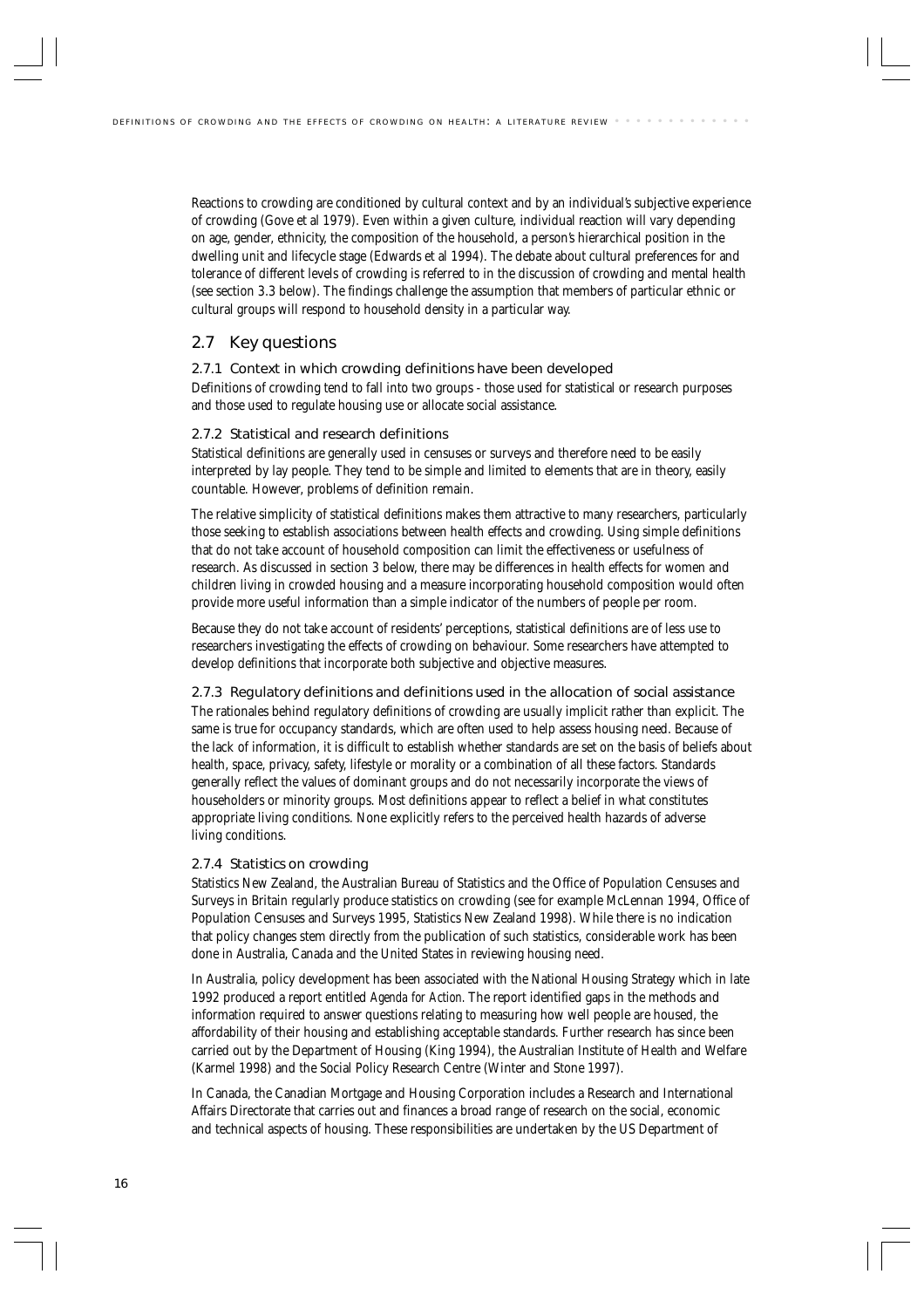Reactions to crowding are conditioned by cultural context and by an individual's subjective experience of crowding (Gove et al 1979). Even within a given culture, individual reaction will vary depending on age, gender, ethnicity, the composition of the household, a person's hierarchical position in the dwelling unit and lifecycle stage (Edwards et al 1994). The debate about cultural preferences for and tolerance of different levels of crowding is referred to in the discussion of crowding and mental health (see section 3.3 below). The findings challenge the assumption that members of particular ethnic or cultural groups will respond to household density in a particular way.

## 2.7 Key questions

### 2.7.1 Context in which crowding definitions have been developed

Definitions of crowding tend to fall into two groups - those used for statistical or research purposes and those used to regulate housing use or allocate social assistance.

### 2.7.2 Statistical and research definitions

Statistical definitions are generally used in censuses or surveys and therefore need to be easily interpreted by lay people. They tend to be simple and limited to elements that are in theory, easily countable. However, problems of definition remain.

The relative simplicity of statistical definitions makes them attractive to many researchers, particularly those seeking to establish associations between health effects and crowding. Using simple definitions that do not take account of household composition can limit the effectiveness or usefulness of research. As discussed in section 3 below, there may be differences in health effects for women and children living in crowded housing and a measure incorporating household composition would often provide more useful information than a simple indicator of the numbers of people per room.

Because they do not take account of residents' perceptions, statistical definitions are of less use to researchers investigating the effects of crowding on behaviour. Some researchers have attempted to develop definitions that incorporate both subjective and objective measures.

### 2.7.3 Regulatory definitions and definitions used in the allocation of social assistance

The rationales behind regulatory definitions of crowding are usually implicit rather than explicit. The same is true for occupancy standards, which are often used to help assess housing need. Because of the lack of information, it is difficult to establish whether standards are set on the basis of beliefs about health, space, privacy, safety, lifestyle or morality or a combination of all these factors. Standards generally reflect the values of dominant groups and do not necessarily incorporate the views of householders or minority groups. Most definitions appear to reflect a belief in what constitutes appropriate living conditions. None explicitly refers to the perceived health hazards of adverse living conditions.

### 2.7.4 Statistics on crowding

Statistics New Zealand, the Australian Bureau of Statistics and the Office of Population Censuses and Surveys in Britain regularly produce statistics on crowding (see for example McLennan 1994, Office of Population Censuses and Surveys 1995, Statistics New Zealand 1998). While there is no indication that policy changes stem directly from the publication of such statistics, considerable work has been done in Australia, Canada and the United States in reviewing housing need.

In Australia, policy development has been associated with the National Housing Strategy which in late 1992 produced a report entitled *Agenda for Action*. The report identified gaps in the methods and information required to answer questions relating to measuring how well people are housed, the affordability of their housing and establishing acceptable standards. Further research has since been carried out by the Department of Housing (King 1994), the Australian Institute of Health and Welfare (Karmel 1998) and the Social Policy Research Centre (Winter and Stone 1997).

In Canada, the Canadian Mortgage and Housing Corporation includes a Research and International Affairs Directorate that carries out and finances a broad range of research on the social, economic and technical aspects of housing. These responsibilities are undertaken by the US Department of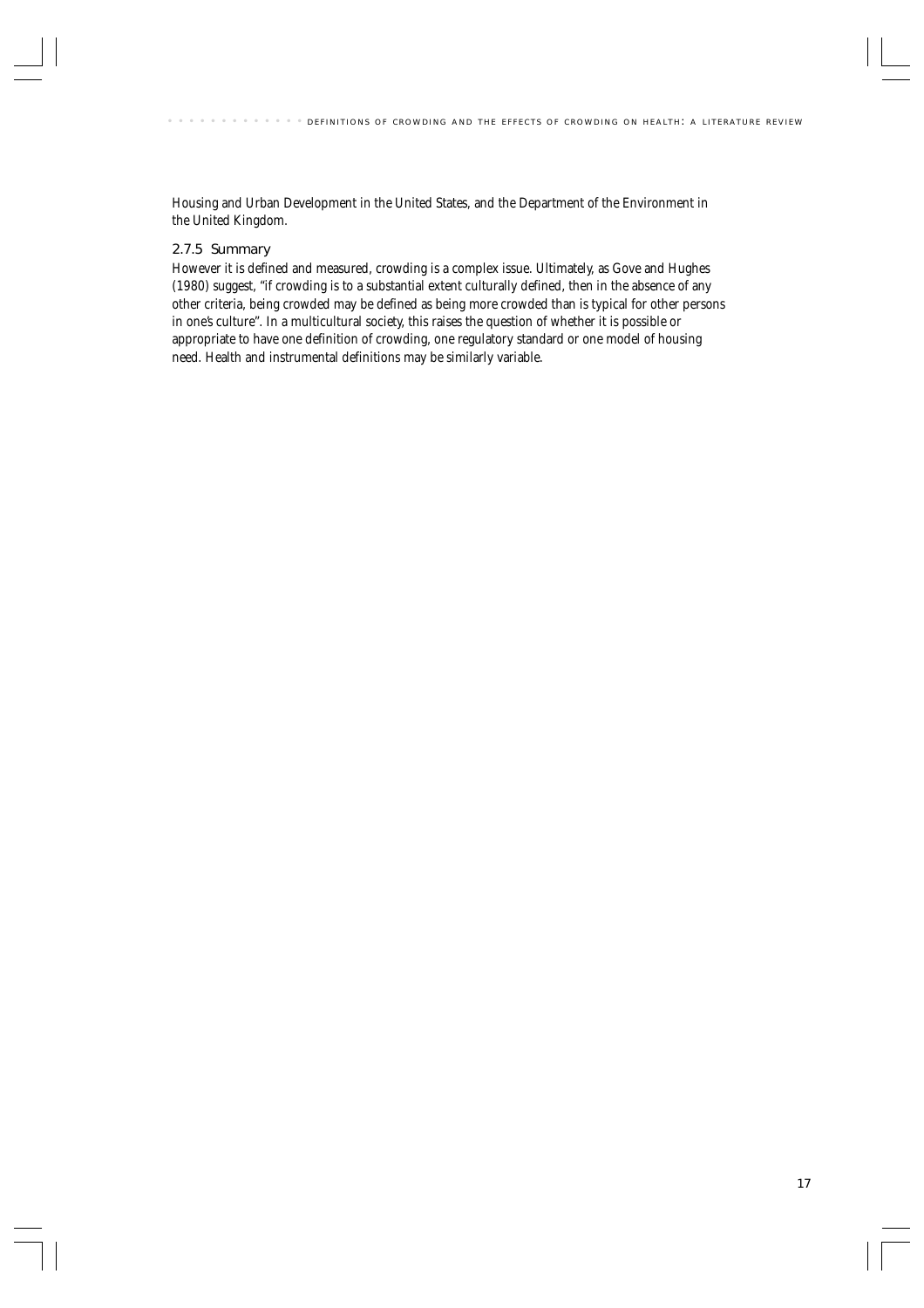Housing and Urban Development in the United States, and the Department of the Environment in the United Kingdom.

### 2.7.5 Summary

However it is defined and measured, crowding is a complex issue. Ultimately, as Gove and Hughes (1980) suggest, "if crowding is to a substantial extent culturally defined, then in the absence of any other criteria, being crowded may be defined as being more crowded than is typical for other persons in one's culture". In a multicultural society, this raises the question of whether it is possible or appropriate to have one definition of crowding, one regulatory standard or one model of housing need. Health and instrumental definitions may be similarly variable.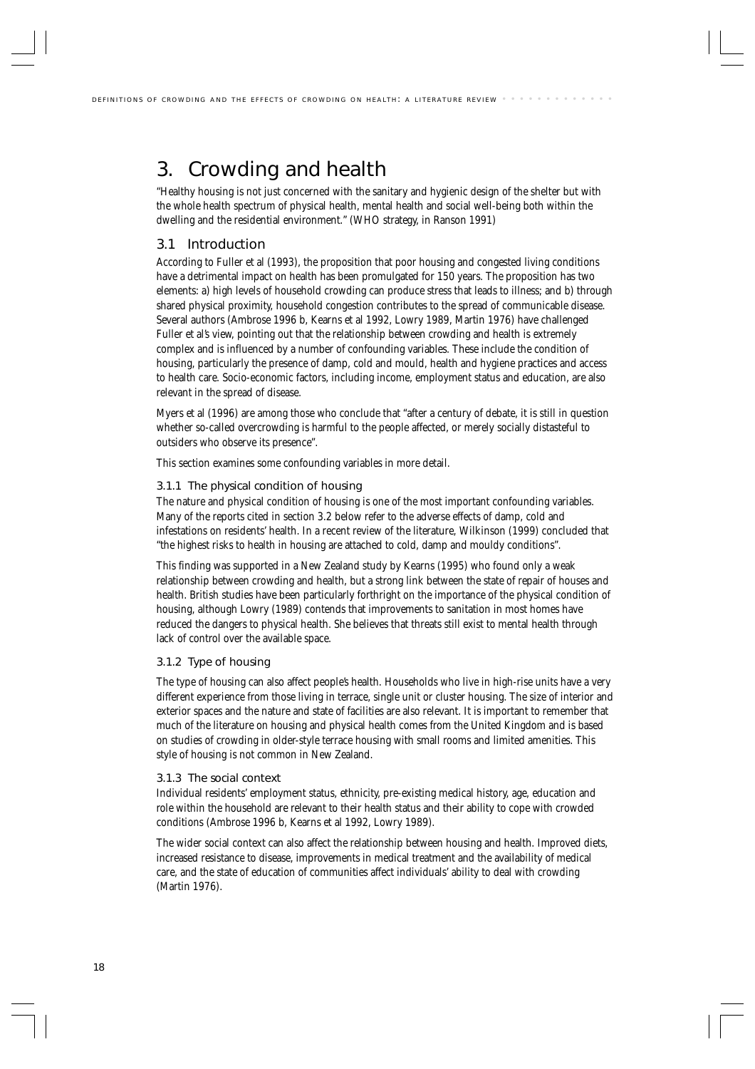# 3. Crowding and health

"Healthy housing is not just concerned with the sanitary and hygienic design of the shelter but with the whole health spectrum of physical health, mental health and social well-being both within the dwelling and the residential environment." (WHO strategy, in Ranson 1991)

## 3.1 Introduction

According to Fuller et al (1993), the proposition that poor housing and congested living conditions have a detrimental impact on health has been promulgated for 150 years. The proposition has two elements: a) high levels of household crowding can produce stress that leads to illness; and b) through shared physical proximity, household congestion contributes to the spread of communicable disease. Several authors (Ambrose 1996 b, Kearns et al 1992, Lowry 1989, Martin 1976) have challenged Fuller et al's view, pointing out that the relationship between crowding and health is extremely complex and is influenced by a number of confounding variables. These include the condition of housing, particularly the presence of damp, cold and mould, health and hygiene practices and access to health care. Socio-economic factors, including income, employment status and education, are also relevant in the spread of disease.

Myers et al (1996) are among those who conclude that "after a century of debate, it is still in question whether so-called overcrowding is harmful to the people affected, or merely socially distasteful to outsiders who observe its presence".

This section examines some confounding variables in more detail.

### 3.1.1 The physical condition of housing

The nature and physical condition of housing is one of the most important confounding variables. Many of the reports cited in section 3.2 below refer to the adverse effects of damp, cold and infestations on residents' health. In a recent review of the literature, Wilkinson (1999) concluded that "the highest risks to health in housing are attached to cold, damp and mouldy conditions".

This finding was supported in a New Zealand study by Kearns (1995) who found only a weak relationship between crowding and health, but a strong link between the state of repair of houses and health. British studies have been particularly forthright on the importance of the physical condition of housing, although Lowry (1989) contends that improvements to sanitation in most homes have reduced the dangers to physical health. She believes that threats still exist to mental health through lack of control over the available space.

### 3.1.2 Type of housing

The type of housing can also affect people's health. Households who live in high-rise units have a very different experience from those living in terrace, single unit or cluster housing. The size of interior and exterior spaces and the nature and state of facilities are also relevant. It is important to remember that much of the literature on housing and physical health comes from the United Kingdom and is based on studies of crowding in older-style terrace housing with small rooms and limited amenities. This style of housing is not common in New Zealand.

### 3.1.3 The social context

Individual residents' employment status, ethnicity, pre-existing medical history, age, education and role within the household are relevant to their health status and their ability to cope with crowded conditions (Ambrose 1996 b, Kearns et al 1992, Lowry 1989).

The wider social context can also affect the relationship between housing and health. Improved diets, increased resistance to disease, improvements in medical treatment and the availability of medical care, and the state of education of communities affect individuals' ability to deal with crowding (Martin 1976).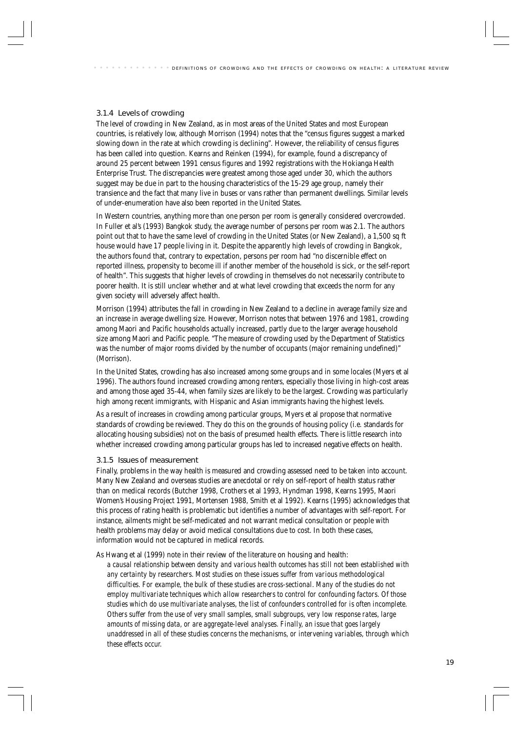### 3.1.4 Levels of crowding

The level of crowding in New Zealand, as in most areas of the United States and most European countries, is relatively low, although Morrison (1994) notes that the "census figures suggest a marked slowing down in the rate at which crowding is declining". However, the reliability of census figures has been called into question. Kearns and Reinken (1994), for example, found a discrepancy of around 25 percent between 1991 census figures and 1992 registrations with the Hokianga Health Enterprise Trust. The discrepancies were greatest among those aged under 30, which the authors suggest may be due in part to the housing characteristics of the 15-29 age group, namely their transience and the fact that many live in buses or vans rather than permanent dwellings. Similar levels of under-enumeration have also been reported in the United States.

In Western countries, anything more than one person per room is generally considered overcrowded. In Fuller et al's (1993) Bangkok study, the average number of persons per room was 2.1. The authors point out that to have the same level of crowding in the United States (or New Zealand), a 1,500 sq ft house would have 17 people living in it. Despite the apparently high levels of crowding in Bangkok, the authors found that, contrary to expectation, persons per room had "no discernible effect on reported illness, propensity to become ill if another member of the household is sick, or the self-report of health". This suggests that higher levels of crowding in themselves do not necessarily contribute to poorer health. It is still unclear whether and at what level crowding that exceeds the norm for any given society will adversely affect health.

Morrison (1994) attributes the fall in crowding in New Zealand to a decline in average family size and an increase in average dwelling size. However, Morrison notes that between 1976 and 1981, crowding among Maori and Pacific households actually increased, partly due to the larger average household size among Maori and Pacific people. "The measure of crowding used by the Department of Statistics was the number of major rooms divided by the number of occupants (major remaining undefined)" (Morrison).

In the United States, crowding has also increased among some groups and in some locales (Myers et al 1996). The authors found increased crowding among renters, especially those living in high-cost areas and among those aged 35-44, when family sizes are likely to be the largest. Crowding was particularly high among recent immigrants, with Hispanic and Asian immigrants having the highest levels.

As a result of increases in crowding among particular groups, Myers et al propose that normative standards of crowding be reviewed. They do this on the grounds of housing policy (i.e. standards for allocating housing subsidies) not on the basis of presumed health effects. There is little research into whether increased crowding among particular groups has led to increased negative effects on health.

### 3.1.5 Issues of measurement

Finally, problems in the way health is measured and crowding assessed need to be taken into account. Many New Zealand and overseas studies are anecdotal or rely on self-report of health status rather than on medical records (Butcher 1998, Crothers et al 1993, Hyndman 1998, Kearns 1995, Maori Women's Housing Project 1991, Mortensen 1988, Smith et al 1992). Kearns (1995) acknowledges that this process of rating health is problematic but identifies a number of advantages with self-report. For instance, ailments might be self-medicated and not warrant medical consultation or people with health problems may delay or avoid medical consultations due to cost. In both these cases, information would not be captured in medical records.

As Hwang et al (1999) note in their review of the literature on housing and health:

> *a causal relationship between density and various health outcomes has still not been established with any certainty by researchers. Most studies on these issues suffer from various methodological difficulties. For example, the bulk of these studies are cross-sectional. Many of the studies do not employ multivariate techniques which allow researchers to control for confounding factors. Of those studies which do use multivariate analyses, the list of confounders controlled for is often incomplete. Others suffer from the use of very small samples, small subgroups, very low response rates, large amounts of missing data, or are aggregate-level analyses. Finally, an issue that goes largely unaddressed in all of these studies concerns the mechanisms, or intervening variables, through which these effects occur.*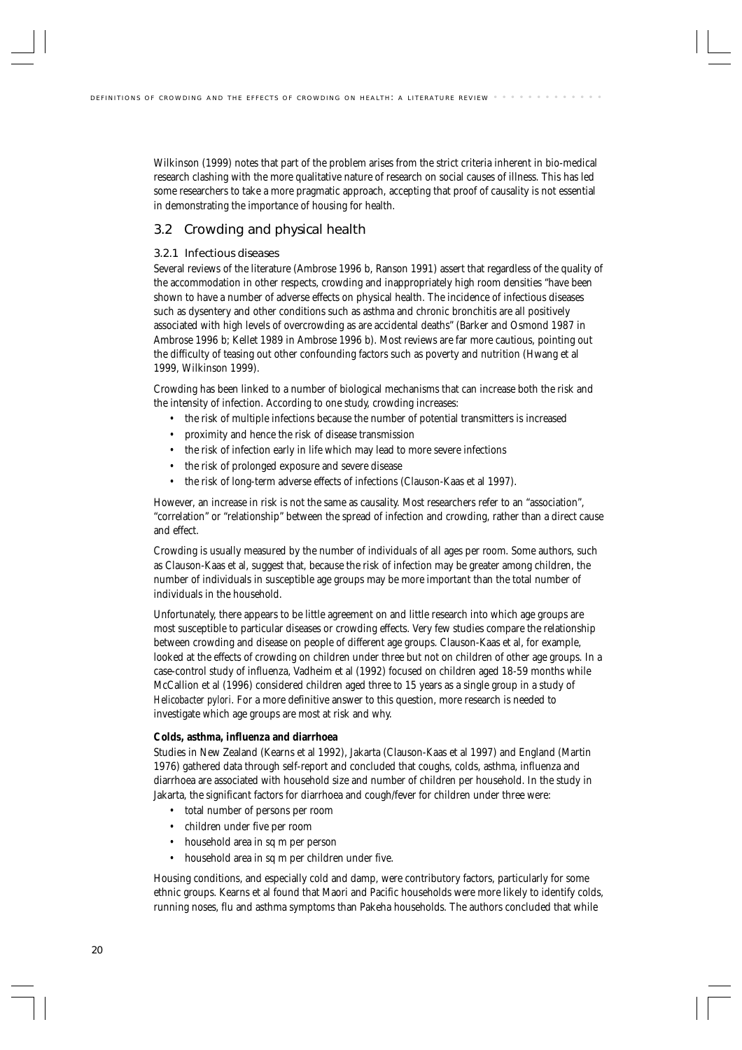Wilkinson (1999) notes that part of the problem arises from the strict criteria inherent in bio-medical research clashing with the more qualitative nature of research on social causes of illness. This has led some researchers to take a more pragmatic approach, accepting that proof of causality is not essential in demonstrating the importance of housing for health.

## 3.2 Crowding and physical health

### 3.2.1 Infectious diseases

Several reviews of the literature (Ambrose 1996 b, Ranson 1991) assert that regardless of the quality of the accommodation in other respects, crowding and inappropriately high room densities "have been shown to have a number of adverse effects on physical health. The incidence of infectious diseases such as dysentery and other conditions such as asthma and chronic bronchitis are all positively associated with high levels of overcrowding as are accidental deaths" (Barker and Osmond 1987 in Ambrose 1996 b; Kellet 1989 in Ambrose 1996 b). Most reviews are far more cautious, pointing out the difficulty of teasing out other confounding factors such as poverty and nutrition (Hwang et al 1999, Wilkinson 1999).

Crowding has been linked to a number of biological mechanisms that can increase both the risk and the intensity of infection. According to one study, crowding increases:

- the risk of multiple infections because the number of potential transmitters is increased
- proximity and hence the risk of disease transmission
- the risk of infection early in life which may lead to more severe infections
- the risk of prolonged exposure and severe disease
- the risk of long-term adverse effects of infections (Clauson-Kaas et al 1997).

However, an increase in risk is not the same as causality. Most researchers refer to an "association", "correlation" or "relationship" between the spread of infection and crowding, rather than a direct cause and effect.

Crowding is usually measured by the number of individuals of all ages per room. Some authors, such as Clauson-Kaas et al, suggest that, because the risk of infection may be greater among children, the number of individuals in susceptible age groups may be more important than the total number of individuals in the household.

Unfortunately, there appears to be little agreement on and little research into which age groups are most susceptible to particular diseases or crowding effects. Very few studies compare the relationship between crowding and disease on people of different age groups. Clauson-Kaas et al, for example, looked at the effects of crowding on children under three but not on children of other age groups. In a case-control study of influenza, Vadheim et al (1992) focused on children aged 18-59 months while McCallion et al (1996) considered children aged three to 15 years as a single group in a study of *Helicobacter pylori*. For a more definitive answer to this question, more research is needed to investigate which age groups are most at risk and why.

**Colds, asthma, influenza and diarrhoea**

Studies in New Zealand (Kearns et al 1992), Jakarta (Clauson-Kaas et al 1997) and England (Martin 1976) gathered data through self-report and concluded that coughs, colds, asthma, influenza and diarrhoea are associated with household size and number of children per household. In the study in Jakarta, the significant factors for diarrhoea and cough/fever for children under three were:

- total number of persons per room
- children under five per room
- household area in sq m per person
- household area in sq m per children under five.

Housing conditions, and especially cold and damp, were contributory factors, particularly for some ethnic groups. Kearns et al found that Maori and Pacific households were more likely to identify colds, running noses, flu and asthma symptoms than Pakeha households. The authors concluded that while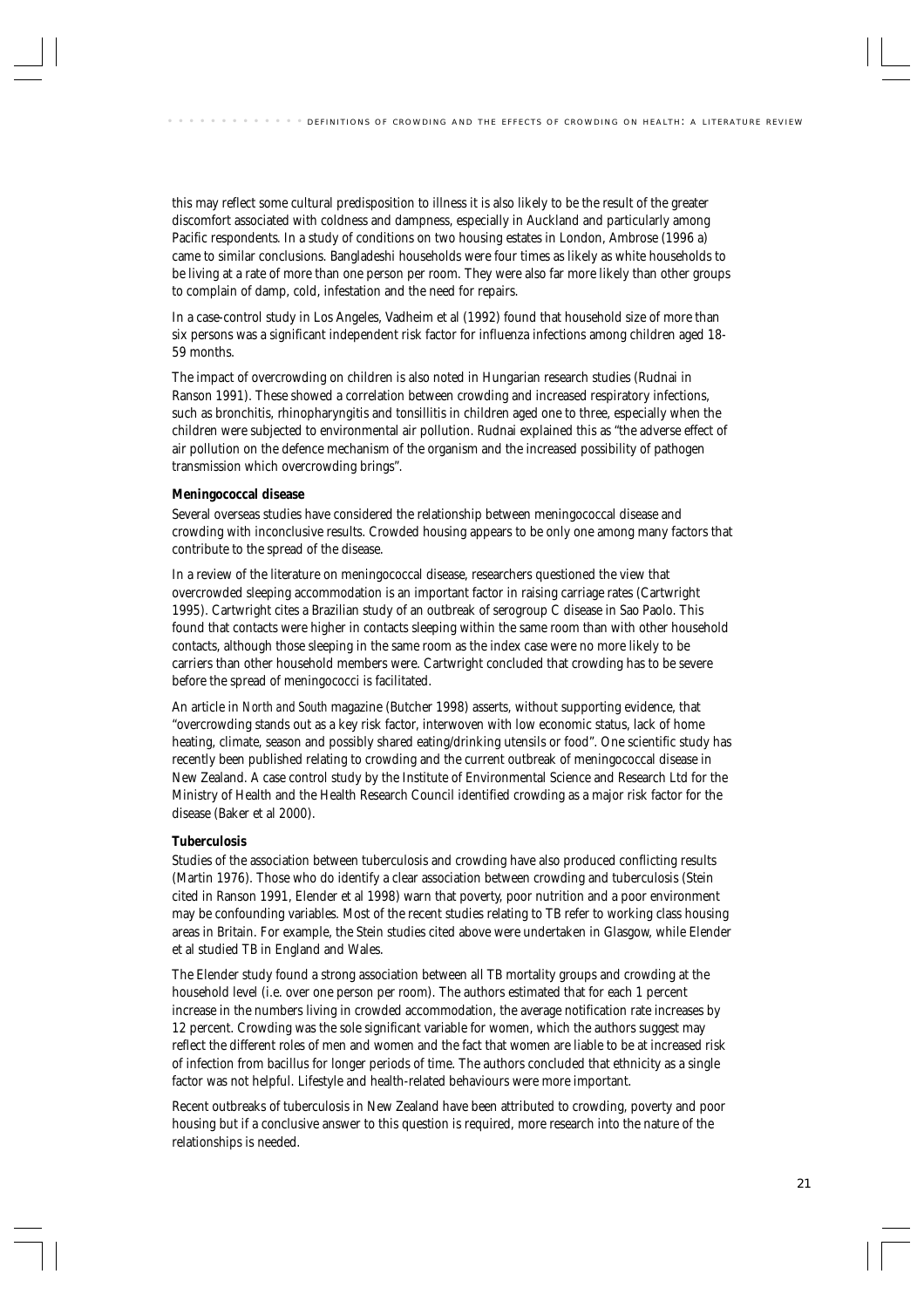this may reflect some cultural predisposition to illness it is also likely to be the result of the greater discomfort associated with coldness and dampness, especially in Auckland and particularly among Pacific respondents. In a study of conditions on two housing estates in London, Ambrose (1996 a) came to similar conclusions. Bangladeshi households were four times as likely as white households to be living at a rate of more than one person per room. They were also far more likely than other groups to complain of damp, cold, infestation and the need for repairs.

In a case-control study in Los Angeles, Vadheim et al (1992) found that household size of more than six persons was a significant independent risk factor for influenza infections among children aged 18-59 months.

The impact of overcrowding on children is also noted in Hungarian research studies (Rudnai in Ranson 1991). These showed a correlation between crowding and increased respiratory infections, such as bronchitis, rhinopharyngitis and tonsillitis in children aged one to three, especially when the children were subjected to environmental air pollution. Rudnai explained this as "the adverse effect of air pollution on the defence mechanism of the organism and the increased possibility of pathogen transmission which overcrowding brings".

**Meningococcal disease**

Several overseas studies have considered the relationship between meningococcal disease and crowding with inconclusive results. Crowded housing appears to be only one among many factors that contribute to the spread of the disease.

In a review of the literature on meningococcal disease, researchers questioned the view that overcrowded sleeping accommodation is an important factor in raising carriage rates (Cartwright 1995). Cartwright cites a Brazilian study of an outbreak of serogroup C disease in Sao Paolo. This found that contacts were higher in contacts sleeping within the same room than with other household contacts, although those sleeping in the same room as the index case were no more likely to be carriers than other household members were. Cartwright concluded that crowding has to be severe before the spread of meningococci is facilitated.

An article in *North and South* magazine (Butcher 1998) asserts, without supporting evidence, that "overcrowding stands out as a key risk factor, interwoven with low economic status, lack of home heating, climate, season and possibly shared eating/drinking utensils or food". One scientific study has recently been published relating to crowding and the current outbreak of meningococcal disease in New Zealand. A case control study by the Institute of Environmental Science and Research Ltd for the Ministry of Health and the Health Research Council identified crowding as a major risk factor for the disease (Baker et al 2000).

**Tuberculosis**

Studies of the association between tuberculosis and crowding have also produced conflicting results (Martin 1976). Those who do identify a clear association between crowding and tuberculosis (Stein cited in Ranson 1991, Elender et al 1998) warn that poverty, poor nutrition and a poor environment may be confounding variables. Most of the recent studies relating to TB refer to working class housing areas in Britain. For example, the Stein studies cited above were undertaken in Glasgow, while Elender et al studied TB in England and Wales.

The Elender study found a strong association between all TB mortality groups and crowding at the household level (i.e. over one person per room). The authors estimated that for each 1 percent increase in the numbers living in crowded accommodation, the average notification rate increases by 12 percent. Crowding was the sole significant variable for women, which the authors suggest may reflect the different roles of men and women and the fact that women are liable to be at increased risk of infection from bacillus for longer periods of time. The authors concluded that ethnicity as a single factor was not helpful. Lifestyle and health-related behaviours were more important.

Recent outbreaks of tuberculosis in New Zealand have been attributed to crowding, poverty and poor housing but if a conclusive answer to this question is required, more research into the nature of the relationships is needed.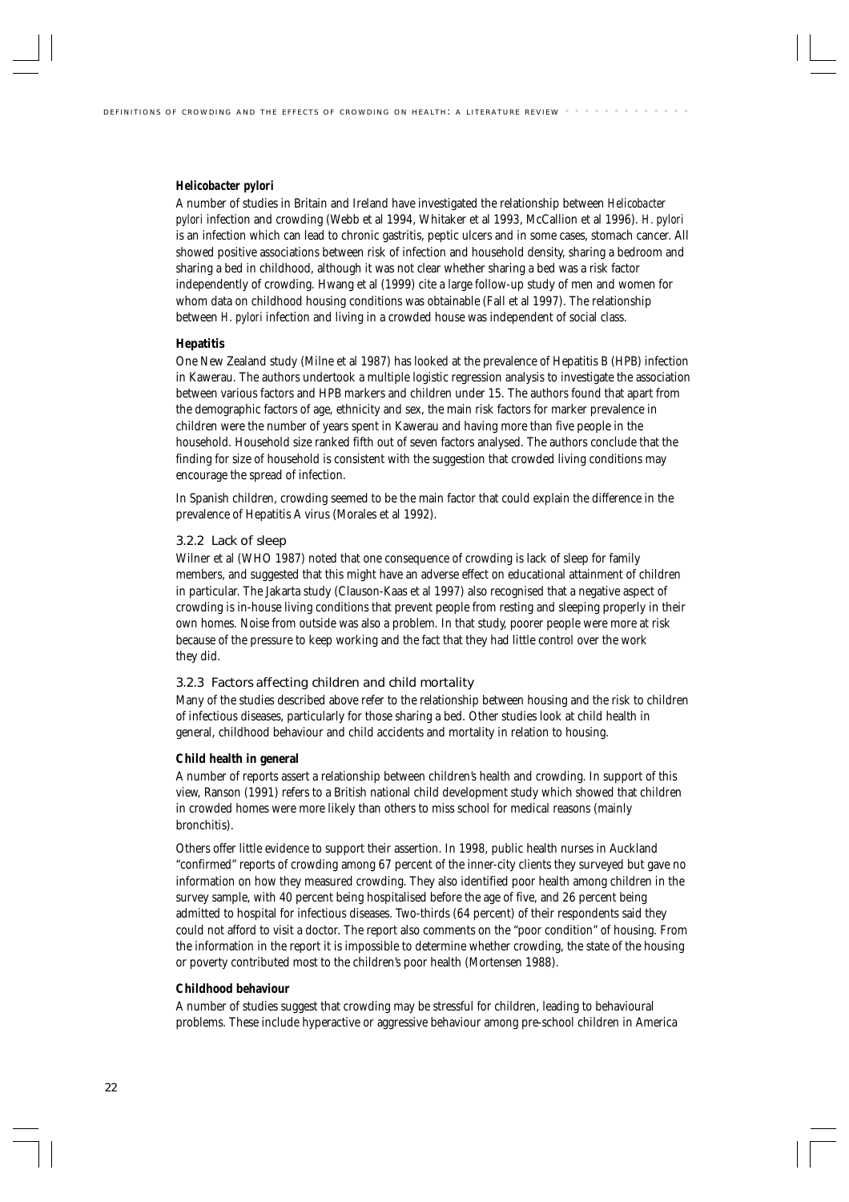**Helicobacter pylori**

A number of studies in Britain and Ireland have investigated the relationship between *Helicobacter pylori* infection and crowding (Webb et al 1994, Whitaker et al 1993, McCallion et al 1996). *H. pylori* is an infection which can lead to chronic gastritis, peptic ulcers and in some cases, stomach cancer. All showed positive associations between risk of infection and household density, sharing a bedroom and sharing a bed in childhood, although it was not clear whether sharing a bed was a risk factor independently of crowding. Hwang et al (1999) cite a large follow-up study of men and women for whom data on childhood housing conditions was obtainable (Fall et al 1997). The relationship between *H. pylori* infection and living in a crowded house was independent of social class.

**Hepatitis**

One New Zealand study (Milne et al 1987) has looked at the prevalence of Hepatitis B (HPB) infection in Kawerau. The authors undertook a multiple logistic regression analysis to investigate the association between various factors and HPB markers and children under 15. The authors found that apart from the demographic factors of age, ethnicity and sex, the main risk factors for marker prevalence in children were the number of years spent in Kawerau and having more than five people in the household. Household size ranked fifth out of seven factors analysed. The authors conclude that the finding for size of household is consistent with the suggestion that crowded living conditions may encourage the spread of infection.

In Spanish children, crowding seemed to be the main factor that could explain the difference in the prevalence of Hepatitis A virus (Morales et al 1992).

### 3.2.2 Lack of sleep

Wilner et al (WHO 1987) noted that one consequence of crowding is lack of sleep for family members, and suggested that this might have an adverse effect on educational attainment of children in particular. The Jakarta study (Clauson-Kaas et al 1997) also recognised that a negative aspect of crowding is in-house living conditions that prevent people from resting and sleeping properly in their own homes. Noise from outside was also a problem. In that study, poorer people were more at risk because of the pressure to keep working and the fact that they had little control over the work they did.

### 3.2.3 Factors affecting children and child mortality

Many of the studies described above refer to the relationship between housing and the risk to children of infectious diseases, particularly for those sharing a bed. Other studies look at child health in general, childhood behaviour and child accidents and mortality in relation to housing.

**Child health in general**

A number of reports assert a relationship between children's health and crowding. In support of this view, Ranson (1991) refers to a British national child development study which showed that children in crowded homes were more likely than others to miss school for medical reasons (mainly bronchitis).

Others offer little evidence to support their assertion. In 1998, public health nurses in Auckland "confirmed" reports of crowding among 67 percent of the inner-city clients they surveyed but gave no information on how they measured crowding. They also identified poor health among children in the survey sample, with 40 percent being hospitalised before the age of five, and 26 percent being admitted to hospital for infectious diseases. Two-thirds (64 percent) of their respondents said they could not afford to visit a doctor. The report also comments on the "poor condition" of housing. From the information in the report it is impossible to determine whether crowding, the state of the housing or poverty contributed most to the children's poor health (Mortensen 1988).

**Childhood behaviour**

A number of studies suggest that crowding may be stressful for children, leading to behavioural problems. These include hyperactive or aggressive behaviour among pre-school children in America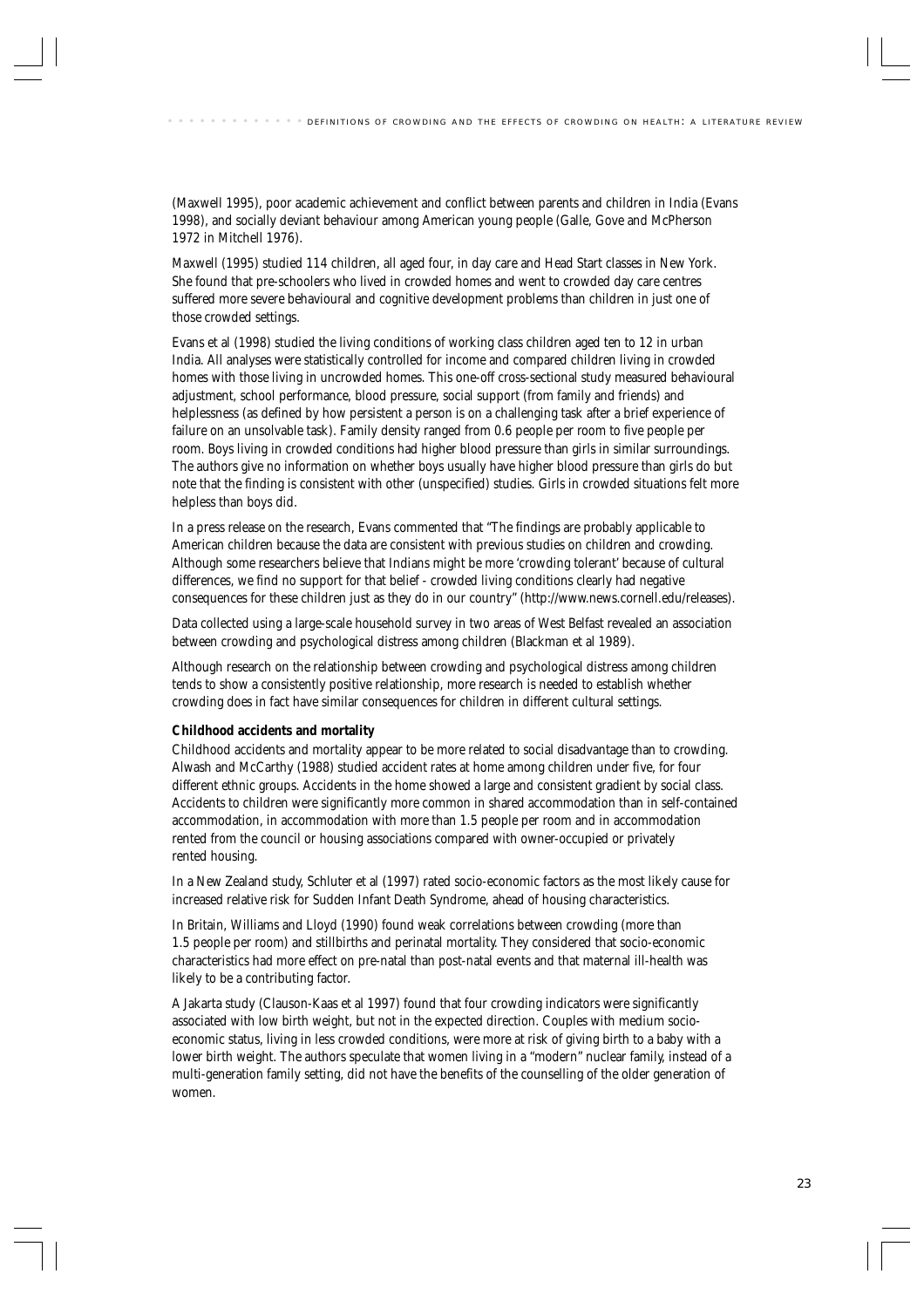(Maxwell 1995), poor academic achievement and conflict between parents and children in India (Evans 1998), and socially deviant behaviour among American young people (Galle, Gove and McPherson 1972 in Mitchell 1976).

Maxwell (1995) studied 114 children, all aged four, in day care and Head Start classes in New York. She found that pre-schoolers who lived in crowded homes and went to crowded day care centres suffered more severe behavioural and cognitive development problems than children in just one of those crowded settings.

Evans et al (1998) studied the living conditions of working class children aged ten to 12 in urban India. All analyses were statistically controlled for income and compared children living in crowded homes with those living in uncrowded homes. This one-off cross-sectional study measured behavioural adjustment, school performance, blood pressure, social support (from family and friends) and helplessness (as defined by how persistent a person is on a challenging task after a brief experience of failure on an unsolvable task). Family density ranged from 0.6 people per room to five people per room. Boys living in crowded conditions had higher blood pressure than girls in similar surroundings. The authors give no information on whether boys usually have higher blood pressure than girls do but note that the finding is consistent with other (unspecified) studies. Girls in crowded situations felt more helpless than boys did.

In a press release on the research, Evans commented that "The findings are probably applicable to American children because the data are consistent with previous studies on children and crowding. Although some researchers believe that Indians might be more 'crowding tolerant' because of cultural differences, we find no support for that belief - crowded living conditions clearly had negative consequences for these children just as they do in our country" (http://www.news.cornell.edu/releases).

Data collected using a large-scale household survey in two areas of West Belfast revealed an association between crowding and psychological distress among children (Blackman et al 1989).

Although research on the relationship between crowding and psychological distress among children tends to show a consistently positive relationship, more research is needed to establish whether crowding does in fact have similar consequences for children in different cultural settings.

**Childhood accidents and mortality**

Childhood accidents and mortality appear to be more related to social disadvantage than to crowding. Alwash and McCarthy (1988) studied accident rates at home among children under five, for four different ethnic groups. Accidents in the home showed a large and consistent gradient by social class. Accidents to children were significantly more common in shared accommodation than in self-contained accommodation, in accommodation with more than 1.5 people per room and in accommodation rented from the council or housing associations compared with owner-occupied or privately rented housing.

In a New Zealand study, Schluter et al (1997) rated socio-economic factors as the most likely cause for increased relative risk for Sudden Infant Death Syndrome, ahead of housing characteristics.

In Britain, Williams and Lloyd (1990) found weak correlations between crowding (more than 1.5 people per room) and stillbirths and perinatal mortality. They considered that socio-economic characteristics had more effect on pre-natal than post-natal events and that maternal ill-health was likely to be a contributing factor.

A Jakarta study (Clauson-Kaas et al 1997) found that four crowding indicators were significantly associated with low birth weight, but not in the expected direction. Couples with medium socio-economic status, living in less crowded conditions, were more at risk of giving birth to a baby with a lower birth weight. The authors speculate that women living in a "modern" nuclear family, instead of a multi-generation family setting, did not have the benefits of the counselling of the older generation of women.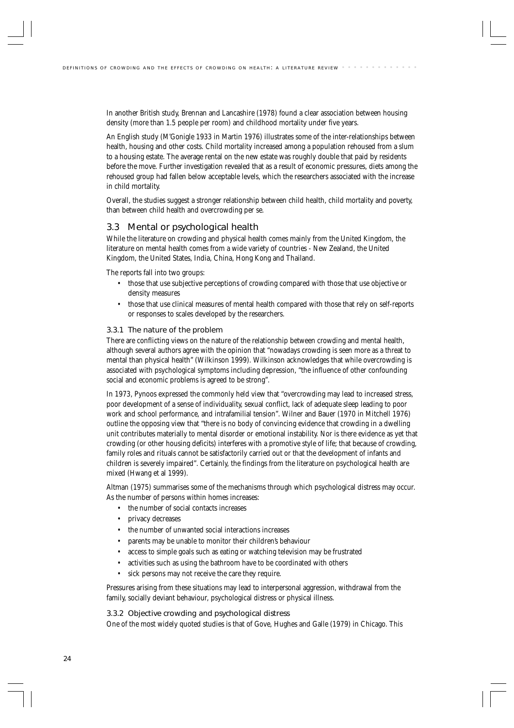In another British study, Brennan and Lancashire (1978) found a clear association between housing density (more than 1.5 people per room) and childhood mortality under five years.

An English study (M'Gonigle 1933 in Martin 1976) illustrates some of the inter-relationships between health, housing and other costs. Child mortality increased among a population rehoused from a slum to a housing estate. The average rental on the new estate was roughly double that paid by residents before the move. Further investigation revealed that as a result of economic pressures, diets among the rehoused group had fallen below acceptable levels, which the researchers associated with the increase in child mortality.

Overall, the studies suggest a stronger relationship between child health, child mortality and poverty, than between child health and overcrowding per se.

## 3.3 Mental or psychological health

While the literature on crowding and physical health comes mainly from the United Kingdom, the literature on mental health comes from a wide variety of countries - New Zealand, the United Kingdom, the United States, India, China, Hong Kong and Thailand.

The reports fall into two groups:

- those that use subjective perceptions of crowding compared with those that use objective or density measures
- those that use clinical measures of mental health compared with those that rely on self-reports or responses to scales developed by the researchers.

### 3.3.1 The nature of the problem

There are conflicting views on the nature of the relationship between crowding and mental health, although several authors agree with the opinion that "nowadays crowding is seen more as a threat to mental than physical health" (Wilkinson 1999). Wilkinson acknowledges that while overcrowding is associated with psychological symptoms including depression, "the influence of other confounding social and economic problems is agreed to be strong".

In 1973, Pynoos expressed the commonly held view that "overcrowding may lead to increased stress, poor development of a sense of individuality, sexual conflict, lack of adequate sleep leading to poor work and school performance, and intrafamilial tension". Wilner and Bauer (1970 in Mitchell 1976) outline the opposing view that "there is no body of convincing evidence that crowding in a dwelling unit contributes materially to mental disorder or emotional instability. Nor is there evidence as yet that crowding (or other housing deficits) interferes with a promotive style of life; that because of crowding, family roles and rituals cannot be satisfactorily carried out or that the development of infants and children is severely impaired". Certainly, the findings from the literature on psychological health are mixed (Hwang et al 1999).

Altman (1975) summarises some of the mechanisms through which psychological distress may occur. As the number of persons within homes increases:

- the number of social contacts increases
- privacy decreases
- the number of unwanted social interactions increases
- parents may be unable to monitor their children's behaviour
- access to simple goals such as eating or watching television may be frustrated
- activities such as using the bathroom have to be coordinated with others
- sick persons may not receive the care they require.

Pressures arising from these situations may lead to interpersonal aggression, withdrawal from the family, socially deviant behaviour, psychological distress or physical illness.

### 3.3.2 Objective crowding and psychological distress

One of the most widely quoted studies is that of Gove, Hughes and Galle (1979) in Chicago. This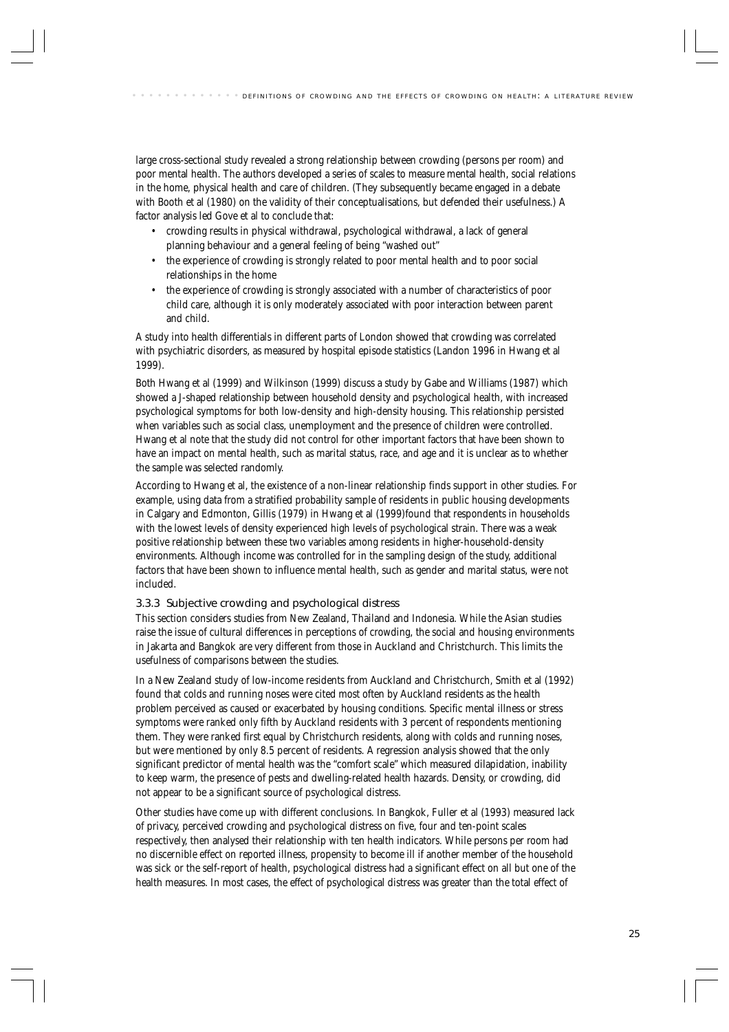large cross-sectional study revealed a strong relationship between crowding (persons per room) and poor mental health. The authors developed a series of scales to measure mental health, social relations in the home, physical health and care of children. (They subsequently became engaged in a debate with Booth et al (1980) on the validity of their conceptualisations, but defended their usefulness.) A factor analysis led Gove et al to conclude that:

- crowding results in physical withdrawal, psychological withdrawal, a lack of general planning behaviour and a general feeling of being "washed out"
- the experience of crowding is strongly related to poor mental health and to poor social relationships in the home
- the experience of crowding is strongly associated with a number of characteristics of poor child care, although it is only moderately associated with poor interaction between parent and child.

A study into health differentials in different parts of London showed that crowding was correlated with psychiatric disorders, as measured by hospital episode statistics (Landon 1996 in Hwang et al 1999).

Both Hwang et al (1999) and Wilkinson (1999) discuss a study by Gabe and Williams (1987) which showed a J-shaped relationship between household density and psychological health, with increased psychological symptoms for both low-density and high-density housing. This relationship persisted when variables such as social class, unemployment and the presence of children were controlled. Hwang et al note that the study did not control for other important factors that have been shown to have an impact on mental health, such as marital status, race, and age and it is unclear as to whether the sample was selected randomly.

According to Hwang et al, the existence of a non-linear relationship finds support in other studies. For example, using data from a stratified probability sample of residents in public housing developments in Calgary and Edmonton, Gillis (1979) in Hwang et al (1999)found that respondents in households with the lowest levels of density experienced high levels of psychological strain. There was a weak positive relationship between these two variables among residents in higher-household-density environments. Although income was controlled for in the sampling design of the study, additional factors that have been shown to influence mental health, such as gender and marital status, were not included.

### 3.3.3 Subjective crowding and psychological distress

This section considers studies from New Zealand, Thailand and Indonesia. While the Asian studies raise the issue of cultural differences in perceptions of crowding, the social and housing environments in Jakarta and Bangkok are very different from those in Auckland and Christchurch. This limits the usefulness of comparisons between the studies.

In a New Zealand study of low-income residents from Auckland and Christchurch, Smith et al (1992) found that colds and running noses were cited most often by Auckland residents as the health problem perceived as caused or exacerbated by housing conditions. Specific mental illness or stress symptoms were ranked only fifth by Auckland residents with 3 percent of respondents mentioning them. They were ranked first equal by Christchurch residents, along with colds and running noses, but were mentioned by only 8.5 percent of residents. A regression analysis showed that the only significant predictor of mental health was the "comfort scale" which measured dilapidation, inability to keep warm, the presence of pests and dwelling-related health hazards. Density, or crowding, did not appear to be a significant source of psychological distress.

Other studies have come up with different conclusions. In Bangkok, Fuller et al (1993) measured lack of privacy, perceived crowding and psychological distress on five, four and ten-point scales respectively, then analysed their relationship with ten health indicators. While persons per room had no discernible effect on reported illness, propensity to become ill if another member of the household was sick or the self-report of health, psychological distress had a significant effect on all but one of the health measures. In most cases, the effect of psychological distress was greater than the total effect of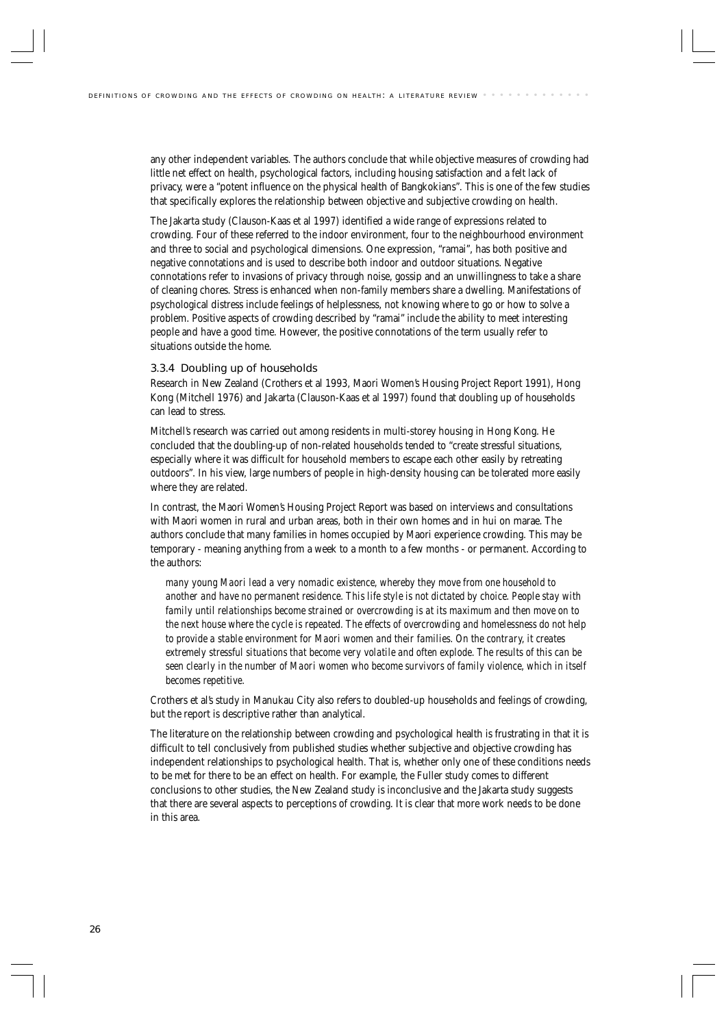any other independent variables. The authors conclude that while objective measures of crowding had little net effect on health, psychological factors, including housing satisfaction and a felt lack of privacy, were a "potent influence on the physical health of Bangkokians". This is one of the few studies that specifically explores the relationship between objective and subjective crowding on health.

The Jakarta study (Clauson-Kaas et al 1997) identified a wide range of expressions related to crowding. Four of these referred to the indoor environment, four to the neighbourhood environment and three to social and psychological dimensions. One expression, "ramai", has both positive and negative connotations and is used to describe both indoor and outdoor situations. Negative connotations refer to invasions of privacy through noise, gossip and an unwillingness to take a share of cleaning chores. Stress is enhanced when non-family members share a dwelling. Manifestations of psychological distress include feelings of helplessness, not knowing where to go or how to solve a problem. Positive aspects of crowding described by "ramai" include the ability to meet interesting people and have a good time. However, the positive connotations of the term usually refer to situations outside the home.

### 3.3.4 Doubling up of households

Research in New Zealand (Crothers et al 1993, Maori Women's Housing Project Report 1991), Hong Kong (Mitchell 1976) and Jakarta (Clauson-Kaas et al 1997) found that doubling up of households can lead to stress.

Mitchell's research was carried out among residents in multi-storey housing in Hong Kong. He concluded that the doubling-up of non-related households tended to "create stressful situations, especially where it was difficult for household members to escape each other easily by retreating outdoors". In his view, large numbers of people in high-density housing can be tolerated more easily where they are related.

In contrast, the Maori Women's Housing Project Report was based on interviews and consultations with Maori women in rural and urban areas, both in their own homes and in hui on marae. The authors conclude that many families in homes occupied by Maori experience crowding. This may be temporary - meaning anything from a week to a month to a few months - or permanent. According to the authors:

> *many young Maori lead a very nomadic existence, whereby they move from one household to another and have no permanent residence. This life style is not dictated by choice. People stay with family until relationships become strained or overcrowding is at its maximum and then move on to the next house where the cycle is repeated. The effects of overcrowding and homelessness do not help to provide a stable environment for Maori women and their families. On the contrary, it creates extremely stressful situations that become very volatile and often explode. The results of this can be seen clearly in the number of Maori women who become survivors of family violence, which in itself becomes repetitive.*

Crothers et al's study in Manukau City also refers to doubled-up households and feelings of crowding, but the report is descriptive rather than analytical.

The literature on the relationship between crowding and psychological health is frustrating in that it is difficult to tell conclusively from published studies whether subjective and objective crowding has independent relationships to psychological health. That is, whether only one of these conditions needs to be met for there to be an effect on health. For example, the Fuller study comes to different conclusions to other studies, the New Zealand study is inconclusive and the Jakarta study suggests that there are several aspects to perceptions of crowding. It is clear that more work needs to be done in this area.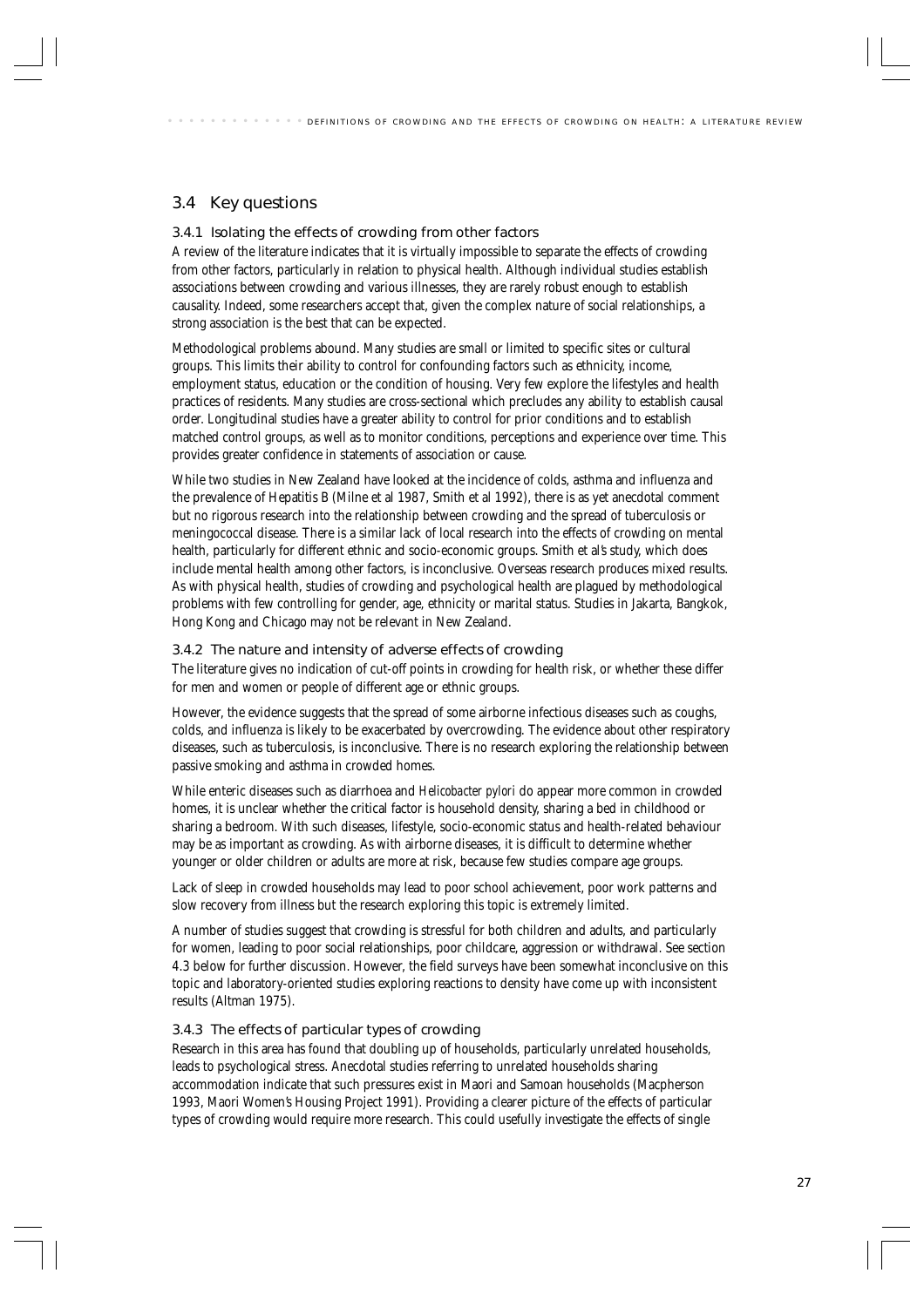## 3.4 Key questions

### 3.4.1 Isolating the effects of crowding from other factors

A review of the literature indicates that it is virtually impossible to separate the effects of crowding from other factors, particularly in relation to physical health. Although individual studies establish associations between crowding and various illnesses, they are rarely robust enough to establish causality. Indeed, some researchers accept that, given the complex nature of social relationships, a strong association is the best that can be expected.

Methodological problems abound. Many studies are small or limited to specific sites or cultural groups. This limits their ability to control for confounding factors such as ethnicity, income, employment status, education or the condition of housing. Very few explore the lifestyles and health practices of residents. Many studies are cross-sectional which precludes any ability to establish causal order. Longitudinal studies have a greater ability to control for prior conditions and to establish matched control groups, as well as to monitor conditions, perceptions and experience over time. This provides greater confidence in statements of association or cause.

While two studies in New Zealand have looked at the incidence of colds, asthma and influenza and the prevalence of Hepatitis B (Milne et al 1987, Smith et al 1992), there is as yet anecdotal comment but no rigorous research into the relationship between crowding and the spread of tuberculosis or meningococcal disease. There is a similar lack of local research into the effects of crowding on mental health, particularly for different ethnic and socio-economic groups. Smith et al's study, which does include mental health among other factors, is inconclusive. Overseas research produces mixed results. As with physical health, studies of crowding and psychological health are plagued by methodological problems with few controlling for gender, age, ethnicity or marital status. Studies in Jakarta, Bangkok, Hong Kong and Chicago may not be relevant in New Zealand.

### 3.4.2 The nature and intensity of adverse effects of crowding

The literature gives no indication of cut-off points in crowding for health risk, or whether these differ for men and women or people of different age or ethnic groups.

However, the evidence suggests that the spread of some airborne infectious diseases such as coughs, colds, and influenza is likely to be exacerbated by overcrowding. The evidence about other respiratory diseases, such as tuberculosis, is inconclusive. There is no research exploring the relationship between passive smoking and asthma in crowded homes.

While enteric diseases such as diarrhoea and *Helicobacter pylori* do appear more common in crowded homes, it is unclear whether the critical factor is household density, sharing a bed in childhood or sharing a bedroom. With such diseases, lifestyle, socio-economic status and health-related behaviour may be as important as crowding. As with airborne diseases, it is difficult to determine whether younger or older children or adults are more at risk, because few studies compare age groups.

Lack of sleep in crowded households may lead to poor school achievement, poor work patterns and slow recovery from illness but the research exploring this topic is extremely limited.

A number of studies suggest that crowding is stressful for both children and adults, and particularly for women, leading to poor social relationships, poor childcare, aggression or withdrawal. See section 4.3 below for further discussion. However, the field surveys have been somewhat inconclusive on this topic and laboratory-oriented studies exploring reactions to density have come up with inconsistent results (Altman 1975).

### 3.4.3 The effects of particular types of crowding

Research in this area has found that doubling up of households, particularly unrelated households, leads to psychological stress. Anecdotal studies referring to unrelated households sharing accommodation indicate that such pressures exist in Maori and Samoan households (Macpherson 1993, Maori Women's Housing Project 1991). Providing a clearer picture of the effects of particular types of crowding would require more research. This could usefully investigate the effects of single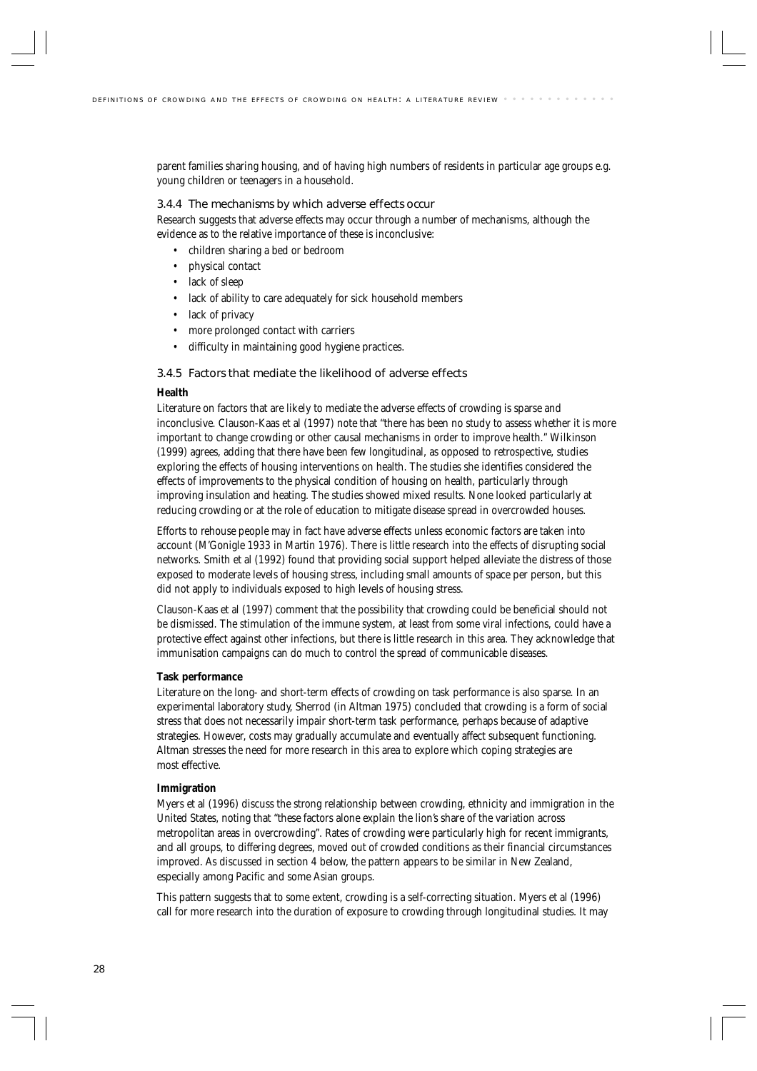parent families sharing housing, and of having high numbers of residents in particular age groups e.g. young children or teenagers in a household.

### 3.4.4 The mechanisms by which adverse effects occur

Research suggests that adverse effects may occur through a number of mechanisms, although the evidence as to the relative importance of these is inconclusive:

- children sharing a bed or bedroom
- physical contact
- lack of sleep
- lack of ability to care adequately for sick household members
- lack of privacy
- more prolonged contact with carriers
- difficulty in maintaining good hygiene practices.

### 3.4.5 Factors that mediate the likelihood of adverse effects

**Health**

Literature on factors that are likely to mediate the adverse effects of crowding is sparse and inconclusive. Clauson-Kaas et al (1997) note that "there has been no study to assess whether it is more important to change crowding or other causal mechanisms in order to improve health." Wilkinson (1999) agrees, adding that there have been few longitudinal, as opposed to retrospective, studies exploring the effects of housing interventions on health. The studies she identifies considered the effects of improvements to the physical condition of housing on health, particularly through improving insulation and heating. The studies showed mixed results. None looked particularly at reducing crowding or at the role of education to mitigate disease spread in overcrowded houses.

Efforts to rehouse people may in fact have adverse effects unless economic factors are taken into account (M'Gonigle 1933 in Martin 1976). There is little research into the effects of disrupting social networks. Smith et al (1992) found that providing social support helped alleviate the distress of those exposed to moderate levels of housing stress, including small amounts of space per person, but this did not apply to individuals exposed to high levels of housing stress.

Clauson-Kaas et al (1997) comment that the possibility that crowding could be beneficial should not be dismissed. The stimulation of the immune system, at least from some viral infections, could have a protective effect against other infections, but there is little research in this area. They acknowledge that immunisation campaigns can do much to control the spread of communicable diseases.

**Task performance**

Literature on the long- and short-term effects of crowding on task performance is also sparse. In an experimental laboratory study, Sherrod (in Altman 1975) concluded that crowding is a form of social stress that does not necessarily impair short-term task performance, perhaps because of adaptive strategies. However, costs may gradually accumulate and eventually affect subsequent functioning. Altman stresses the need for more research in this area to explore which coping strategies are most effective.

**Immigration**

Myers et al (1996) discuss the strong relationship between crowding, ethnicity and immigration in the United States, noting that "these factors alone explain the lion's share of the variation across metropolitan areas in overcrowding". Rates of crowding were particularly high for recent immigrants, and all groups, to differing degrees, moved out of crowded conditions as their financial circumstances improved. As discussed in section 4 below, the pattern appears to be similar in New Zealand, especially among Pacific and some Asian groups.

This pattern suggests that to some extent, crowding is a self-correcting situation. Myers et al (1996) call for more research into the duration of exposure to crowding through longitudinal studies. It may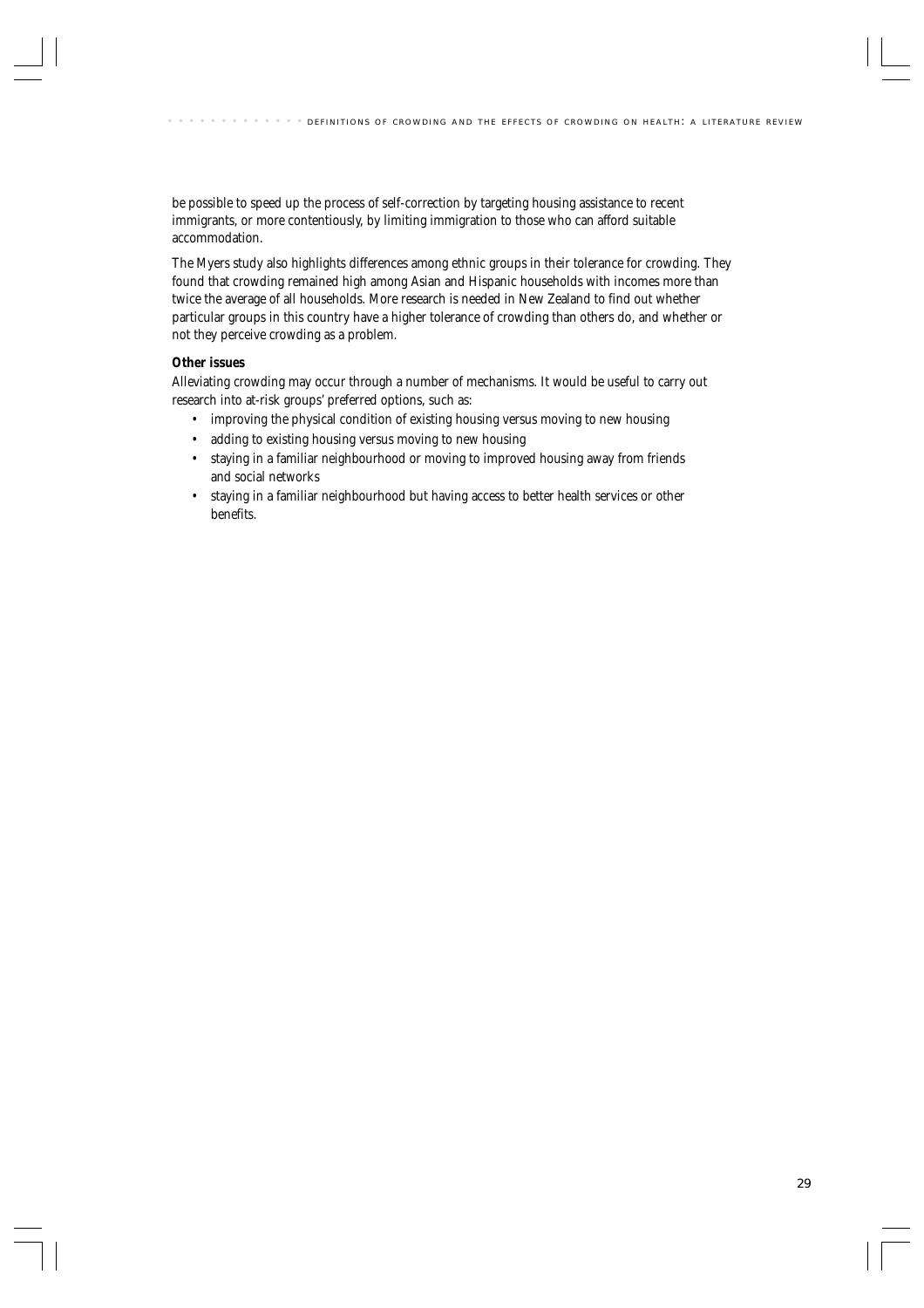be possible to speed up the process of self-correction by targeting housing assistance to recent immigrants, or more contentiously, by limiting immigration to those who can afford suitable accommodation.

The Myers study also highlights differences among ethnic groups in their tolerance for crowding. They found that crowding remained high among Asian and Hispanic households with incomes more than twice the average of all households. More research is needed in New Zealand to find out whether particular groups in this country have a higher tolerance of crowding than others do, and whether or not they perceive crowding as a problem.

**Other issues**

Alleviating crowding may occur through a number of mechanisms. It would be useful to carry out research into at-risk groups' preferred options, such as:

- improving the physical condition of existing housing versus moving to new housing
- adding to existing housing versus moving to new housing
- staying in a familiar neighbourhood or moving to improved housing away from friends and social networks
- staying in a familiar neighbourhood but having access to better health services or other benefits.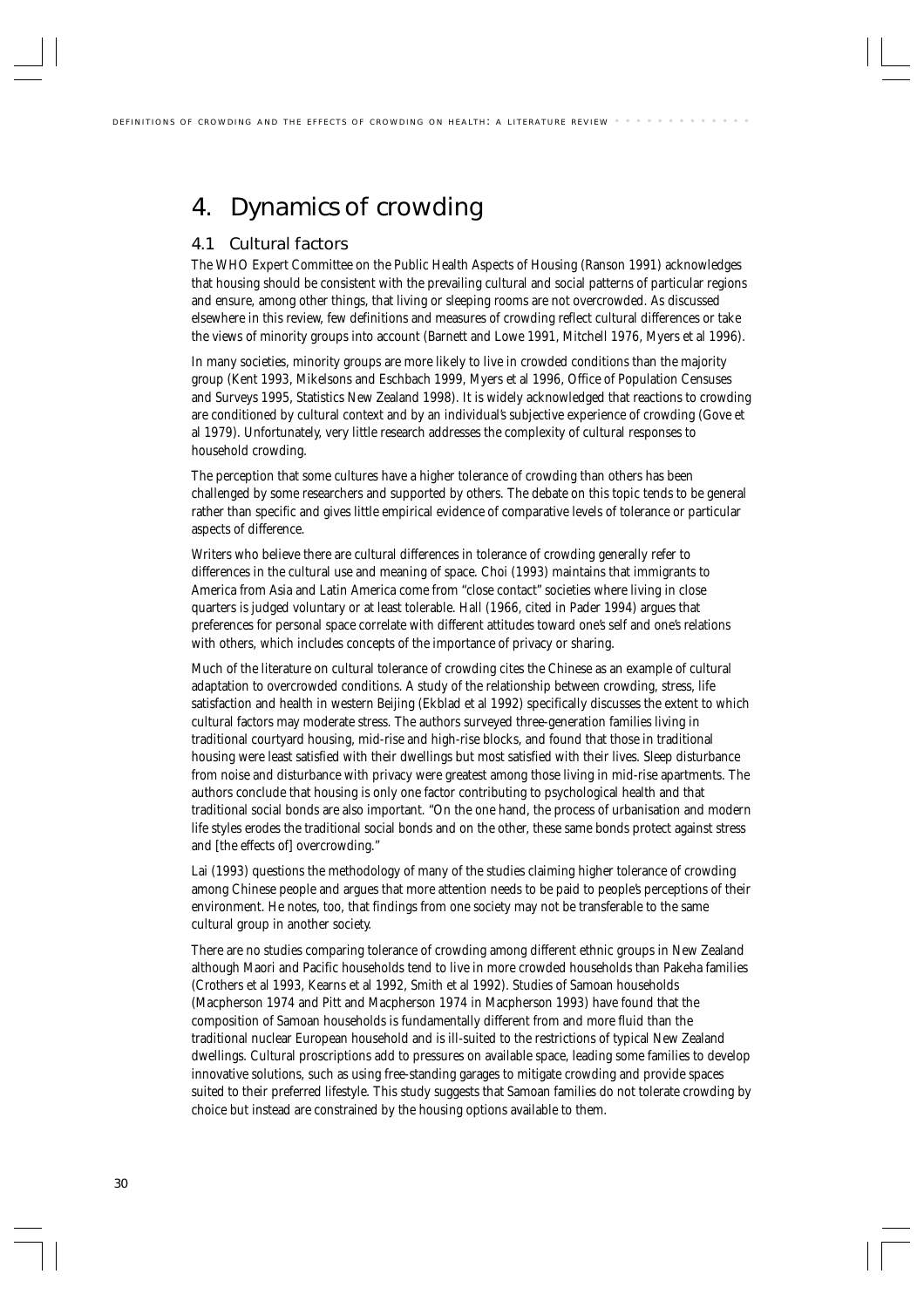# 4. Dynamics of crowding

## 4.1 Cultural factors

The WHO Expert Committee on the Public Health Aspects of Housing (Ranson 1991) acknowledges that housing should be consistent with the prevailing cultural and social patterns of particular regions and ensure, among other things, that living or sleeping rooms are not overcrowded. As discussed elsewhere in this review, few definitions and measures of crowding reflect cultural differences or take the views of minority groups into account (Barnett and Lowe 1991, Mitchell 1976, Myers et al 1996).

In many societies, minority groups are more likely to live in crowded conditions than the majority group (Kent 1993, Mikelsons and Eschbach 1999, Myers et al 1996, Office of Population Censuses and Surveys 1995, Statistics New Zealand 1998). It is widely acknowledged that reactions to crowding are conditioned by cultural context and by an individual's subjective experience of crowding (Gove et al 1979). Unfortunately, very little research addresses the complexity of cultural responses to household crowding.

The perception that some cultures have a higher tolerance of crowding than others has been challenged by some researchers and supported by others. The debate on this topic tends to be general rather than specific and gives little empirical evidence of comparative levels of tolerance or particular aspects of difference.

Writers who believe there are cultural differences in tolerance of crowding generally refer to differences in the cultural use and meaning of space. Choi (1993) maintains that immigrants to America from Asia and Latin America come from "close contact" societies where living in close quarters is judged voluntary or at least tolerable. Hall (1966, cited in Pader 1994) argues that preferences for personal space correlate with different attitudes toward one's self and one's relations with others, which includes concepts of the importance of privacy or sharing.

Much of the literature on cultural tolerance of crowding cites the Chinese as an example of cultural adaptation to overcrowded conditions. A study of the relationship between crowding, stress, life satisfaction and health in western Beijing (Ekblad et al 1992) specifically discusses the extent to which cultural factors may moderate stress. The authors surveyed three-generation families living in traditional courtyard housing, mid-rise and high-rise blocks, and found that those in traditional housing were least satisfied with their dwellings but most satisfied with their lives. Sleep disturbance from noise and disturbance with privacy were greatest among those living in mid-rise apartments. The authors conclude that housing is only one factor contributing to psychological health and that traditional social bonds are also important. "On the one hand, the process of urbanisation and modern life styles erodes the traditional social bonds and on the other, these same bonds protect against stress and [the effects of] overcrowding."

Lai (1993) questions the methodology of many of the studies claiming higher tolerance of crowding among Chinese people and argues that more attention needs to be paid to people's perceptions of their environment. He notes, too, that findings from one society may not be transferable to the same cultural group in another society.

There are no studies comparing tolerance of crowding among different ethnic groups in New Zealand although Maori and Pacific households tend to live in more crowded households than Pakeha families (Crothers et al 1993, Kearns et al 1992, Smith et al 1992). Studies of Samoan households (Macpherson 1974 and Pitt and Macpherson 1974 in Macpherson 1993) have found that the composition of Samoan households is fundamentally different from and more fluid than the traditional nuclear European household and is ill-suited to the restrictions of typical New Zealand dwellings. Cultural proscriptions add to pressures on available space, leading some families to develop innovative solutions, such as using free-standing garages to mitigate crowding and provide spaces suited to their preferred lifestyle. This study suggests that Samoan families do not tolerate crowding by choice but instead are constrained by the housing options available to them.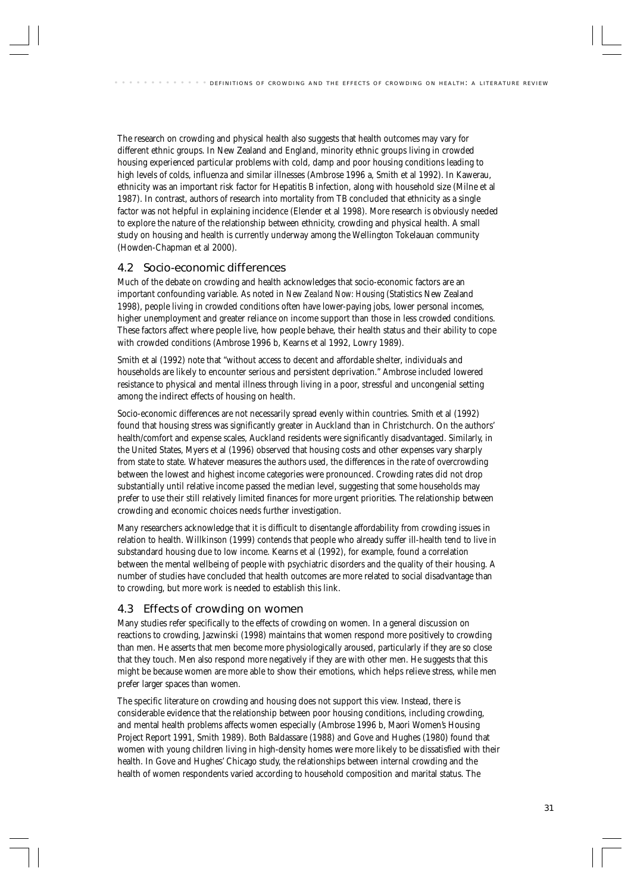The research on crowding and physical health also suggests that health outcomes may vary for different ethnic groups. In New Zealand and England, minority ethnic groups living in crowded housing experienced particular problems with cold, damp and poor housing conditions leading to high levels of colds, influenza and similar illnesses (Ambrose 1996 a, Smith et al 1992). In Kawerau, ethnicity was an important risk factor for Hepatitis B infection, along with household size (Milne et al 1987). In contrast, authors of research into mortality from TB concluded that ethnicity as a single factor was not helpful in explaining incidence (Elender et al 1998). More research is obviously needed to explore the nature of the relationship between ethnicity, crowding and physical health. A small study on housing and health is currently underway among the Wellington Tokelauan community (Howden-Chapman et al 2000).

## 4.2 Socio-economic differences

Much of the debate on crowding and health acknowledges that socio-economic factors are an important confounding variable. As noted in *New Zealand Now: Housing* (Statistics New Zealand 1998), people living in crowded conditions often have lower-paying jobs, lower personal incomes, higher unemployment and greater reliance on income support than those in less crowded conditions. These factors affect where people live, how people behave, their health status and their ability to cope with crowded conditions (Ambrose 1996 b, Kearns et al 1992, Lowry 1989).

Smith et al (1992) note that "without access to decent and affordable shelter, individuals and households are likely to encounter serious and persistent deprivation." Ambrose included lowered resistance to physical and mental illness through living in a poor, stressful and uncongenial setting among the indirect effects of housing on health.

Socio-economic differences are not necessarily spread evenly within countries. Smith et al (1992) found that housing stress was significantly greater in Auckland than in Christchurch. On the authors' health/comfort and expense scales, Auckland residents were significantly disadvantaged. Similarly, in the United States, Myers et al (1996) observed that housing costs and other expenses vary sharply from state to state. Whatever measures the authors used, the differences in the rate of overcrowding between the lowest and highest income categories were pronounced. Crowding rates did not drop substantially until relative income passed the median level, suggesting that some households may prefer to use their still relatively limited finances for more urgent priorities. The relationship between crowding and economic choices needs further investigation.

Many researchers acknowledge that it is difficult to disentangle affordability from crowding issues in relation to health. Willkinson (1999) contends that people who already suffer ill-health tend to live in substandard housing due to low income. Kearns et al (1992), for example, found a correlation between the mental wellbeing of people with psychiatric disorders and the quality of their housing. A number of studies have concluded that health outcomes are more related to social disadvantage than to crowding, but more work is needed to establish this link.

## 4.3 Effects of crowding on women

Many studies refer specifically to the effects of crowding on women. In a general discussion on reactions to crowding, Jazwinski (1998) maintains that women respond more positively to crowding than men. He asserts that men become more physiologically aroused, particularly if they are so close that they touch. Men also respond more negatively if they are with other men. He suggests that this might be because women are more able to show their emotions, which helps relieve stress, while men prefer larger spaces than women.

The specific literature on crowding and housing does not support this view. Instead, there is considerable evidence that the relationship between poor housing conditions, including crowding, and mental health problems affects women especially (Ambrose 1996 b, Maori Women's Housing Project Report 1991, Smith 1989). Both Baldassare (1988) and Gove and Hughes (1980) found that women with young children living in high-density homes were more likely to be dissatisfied with their health. In Gove and Hughes' Chicago study, the relationships between internal crowding and the health of women respondents varied according to household composition and marital status. The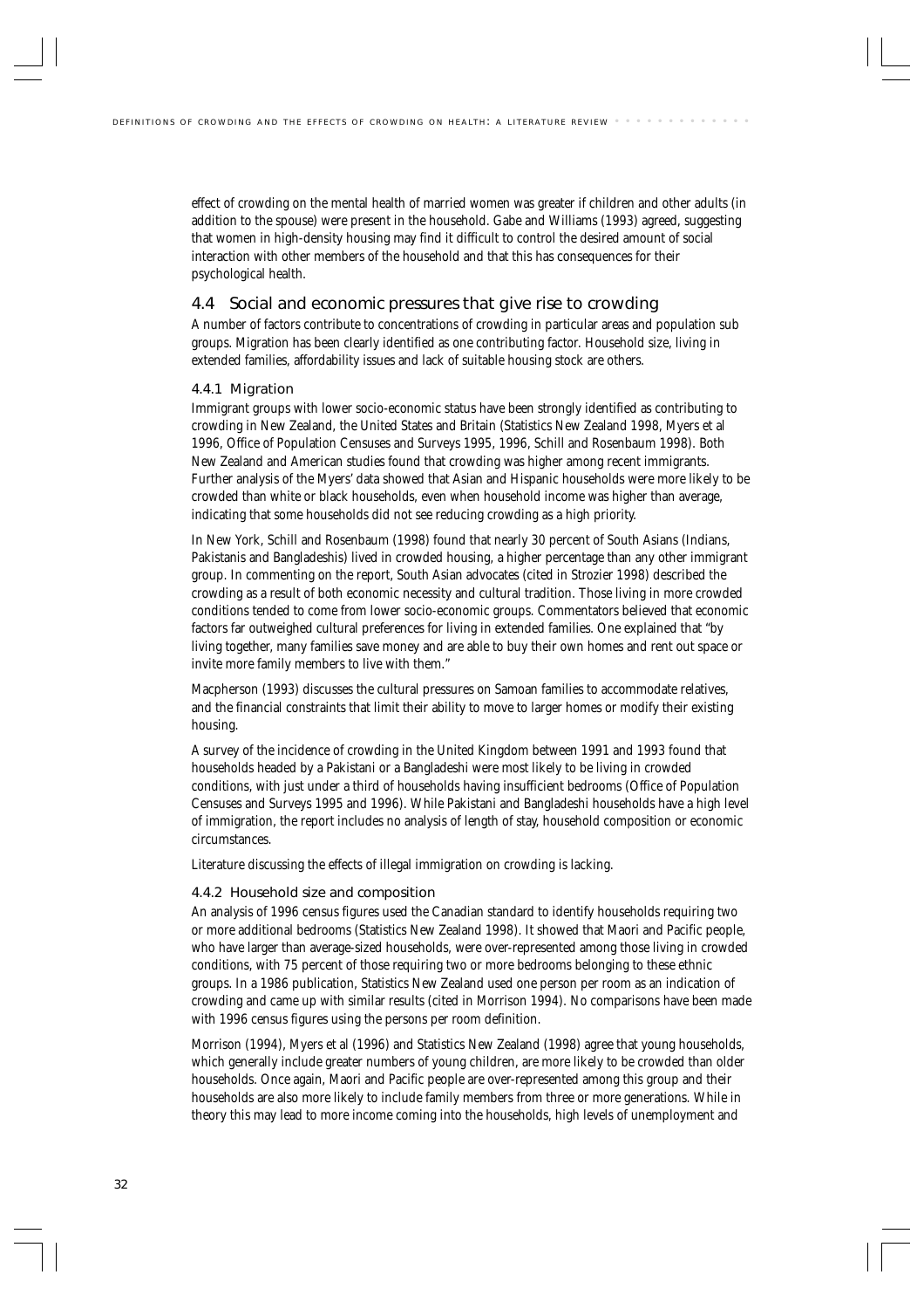effect of crowding on the mental health of married women was greater if children and other adults (in addition to the spouse) were present in the household. Gabe and Williams (1993) agreed, suggesting that women in high-density housing may find it difficult to control the desired amount of social interaction with other members of the household and that this has consequences for their psychological health.

## 4.4 Social and economic pressures that give rise to crowding

A number of factors contribute to concentrations of crowding in particular areas and population sub groups. Migration has been clearly identified as one contributing factor. Household size, living in extended families, affordability issues and lack of suitable housing stock are others.

### 4.4.1 Migration

Immigrant groups with lower socio-economic status have been strongly identified as contributing to crowding in New Zealand, the United States and Britain (Statistics New Zealand 1998, Myers et al 1996, Office of Population Censuses and Surveys 1995, 1996, Schill and Rosenbaum 1998). Both New Zealand and American studies found that crowding was higher among recent immigrants. Further analysis of the Myers' data showed that Asian and Hispanic households were more likely to be crowded than white or black households, even when household income was higher than average, indicating that some households did not see reducing crowding as a high priority.

In New York, Schill and Rosenbaum (1998) found that nearly 30 percent of South Asians (Indians, Pakistanis and Bangladeshis) lived in crowded housing, a higher percentage than any other immigrant group. In commenting on the report, South Asian advocates (cited in Strozier 1998) described the crowding as a result of both economic necessity and cultural tradition. Those living in more crowded conditions tended to come from lower socio-economic groups. Commentators believed that economic factors far outweighed cultural preferences for living in extended families. One explained that "by living together, many families save money and are able to buy their own homes and rent out space or invite more family members to live with them."

Macpherson (1993) discusses the cultural pressures on Samoan families to accommodate relatives, and the financial constraints that limit their ability to move to larger homes or modify their existing housing.

A survey of the incidence of crowding in the United Kingdom between 1991 and 1993 found that households headed by a Pakistani or a Bangladeshi were most likely to be living in crowded conditions, with just under a third of households having insufficient bedrooms (Office of Population Censuses and Surveys 1995 and 1996). While Pakistani and Bangladeshi households have a high level of immigration, the report includes no analysis of length of stay, household composition or economic circumstances.

Literature discussing the effects of illegal immigration on crowding is lacking.

### 4.4.2 Household size and composition

An analysis of 1996 census figures used the Canadian standard to identify households requiring two or more additional bedrooms (Statistics New Zealand 1998). It showed that Maori and Pacific people, who have larger than average-sized households, were over-represented among those living in crowded conditions, with 75 percent of those requiring two or more bedrooms belonging to these ethnic groups. In a 1986 publication, Statistics New Zealand used one person per room as an indication of crowding and came up with similar results (cited in Morrison 1994). No comparisons have been made with 1996 census figures using the persons per room definition.

Morrison (1994), Myers et al (1996) and Statistics New Zealand (1998) agree that young households, which generally include greater numbers of young children, are more likely to be crowded than older households. Once again, Maori and Pacific people are over-represented among this group and their households are also more likely to include family members from three or more generations. While in theory this may lead to more income coming into the households, high levels of unemployment and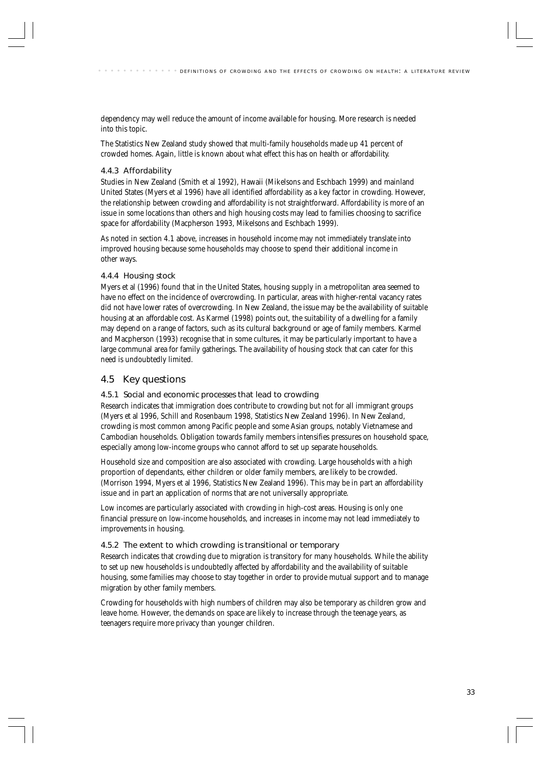dependency may well reduce the amount of income available for housing. More research is needed into this topic.

The Statistics New Zealand study showed that multi-family households made up 41 percent of crowded homes. Again, little is known about what effect this has on health or affordability.

### 4.4.3 Affordability

Studies in New Zealand (Smith et al 1992), Hawaii (Mikelsons and Eschbach 1999) and mainland United States (Myers et al 1996) have all identified affordability as a key factor in crowding. However, the relationship between crowding and affordability is not straightforward. Affordability is more of an issue in some locations than others and high housing costs may lead to families choosing to sacrifice space for affordability (Macpherson 1993, Mikelsons and Eschbach 1999).

As noted in section 4.1 above, increases in household income may not immediately translate into improved housing because some households may choose to spend their additional income in other ways.

### 4.4.4 Housing stock

Myers et al (1996) found that in the United States, housing supply in a metropolitan area seemed to have no effect on the incidence of overcrowding. In particular, areas with higher-rental vacancy rates did not have lower rates of overcrowding. In New Zealand, the issue may be the availability of suitable housing at an affordable cost. As Karmel (1998) points out, the suitability of a dwelling for a family may depend on a range of factors, such as its cultural background or age of family members. Karmel and Macpherson (1993) recognise that in some cultures, it may be particularly important to have a large communal area for family gatherings. The availability of housing stock that can cater for this need is undoubtedly limited.

## 4.5 Key questions

### 4.5.1 Social and economic processes that lead to crowding

Research indicates that immigration does contribute to crowding but not for all immigrant groups (Myers et al 1996, Schill and Rosenbaum 1998, Statistics New Zealand 1996). In New Zealand, crowding is most common among Pacific people and some Asian groups, notably Vietnamese and Cambodian households. Obligation towards family members intensifies pressures on household space, especially among low-income groups who cannot afford to set up separate households.

Household size and composition are also associated with crowding. Large households with a high proportion of dependants, either children or older family members, are likely to be crowded. (Morrison 1994, Myers et al 1996, Statistics New Zealand 1996). This may be in part an affordability issue and in part an application of norms that are not universally appropriate.

Low incomes are particularly associated with crowding in high-cost areas. Housing is only one financial pressure on low-income households, and increases in income may not lead immediately to improvements in housing.

### 4.5.2 The extent to which crowding is transitional or temporary

Research indicates that crowding due to migration is transitory for many households. While the ability to set up new households is undoubtedly affected by affordability and the availability of suitable housing, some families may choose to stay together in order to provide mutual support and to manage migration by other family members.

Crowding for households with high numbers of children may also be temporary as children grow and leave home. However, the demands on space are likely to increase through the teenage years, as teenagers require more privacy than younger children.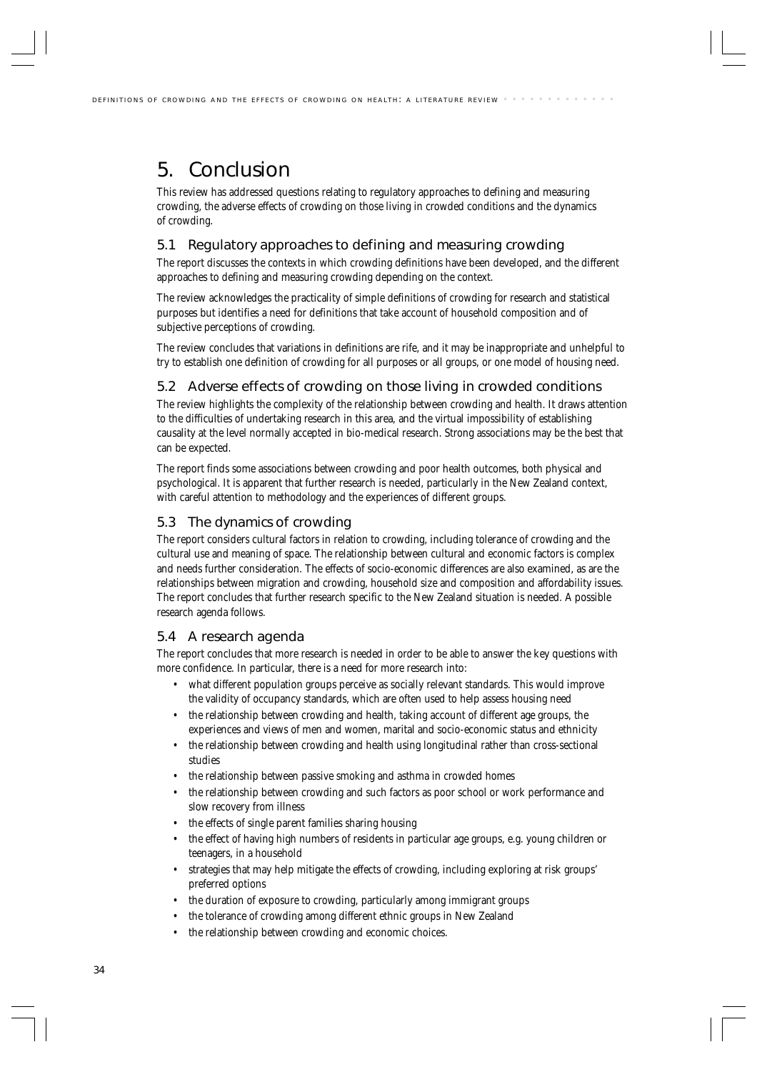# 5. Conclusion

This review has addressed questions relating to regulatory approaches to defining and measuring crowding, the adverse effects of crowding on those living in crowded conditions and the dynamics of crowding.

## 5.1 Regulatory approaches to defining and measuring crowding

The report discusses the contexts in which crowding definitions have been developed, and the different approaches to defining and measuring crowding depending on the context.

The review acknowledges the practicality of simple definitions of crowding for research and statistical purposes but identifies a need for definitions that take account of household composition and of subjective perceptions of crowding.

The review concludes that variations in definitions are rife, and it may be inappropriate and unhelpful to try to establish one definition of crowding for all purposes or all groups, or one model of housing need.

## 5.2 Adverse effects of crowding on those living in crowded conditions

The review highlights the complexity of the relationship between crowding and health. It draws attention to the difficulties of undertaking research in this area, and the virtual impossibility of establishing causality at the level normally accepted in bio-medical research. Strong associations may be the best that can be expected.

The report finds some associations between crowding and poor health outcomes, both physical and psychological. It is apparent that further research is needed, particularly in the New Zealand context, with careful attention to methodology and the experiences of different groups.

## 5.3 The dynamics of crowding

The report considers cultural factors in relation to crowding, including tolerance of crowding and the cultural use and meaning of space. The relationship between cultural and economic factors is complex and needs further consideration. The effects of socio-economic differences are also examined, as are the relationships between migration and crowding, household size and composition and affordability issues. The report concludes that further research specific to the New Zealand situation is needed. A possible research agenda follows.

## 5.4 A research agenda

The report concludes that more research is needed in order to be able to answer the key questions with more confidence. In particular, there is a need for more research into:

- what different population groups perceive as socially relevant standards. This would improve the validity of occupancy standards, which are often used to help assess housing need
- the relationship between crowding and health, taking account of different age groups, the experiences and views of men and women, marital and socio-economic status and ethnicity
- the relationship between crowding and health using longitudinal rather than cross-sectional studies
- the relationship between passive smoking and asthma in crowded homes
- the relationship between crowding and such factors as poor school or work performance and slow recovery from illness
- the effects of single parent families sharing housing
- the effect of having high numbers of residents in particular age groups, e.g. young children or teenagers, in a household
- strategies that may help mitigate the effects of crowding, including exploring at risk groups' preferred options
- the duration of exposure to crowding, particularly among immigrant groups
- the tolerance of crowding among different ethnic groups in New Zealand
- the relationship between crowding and economic choices.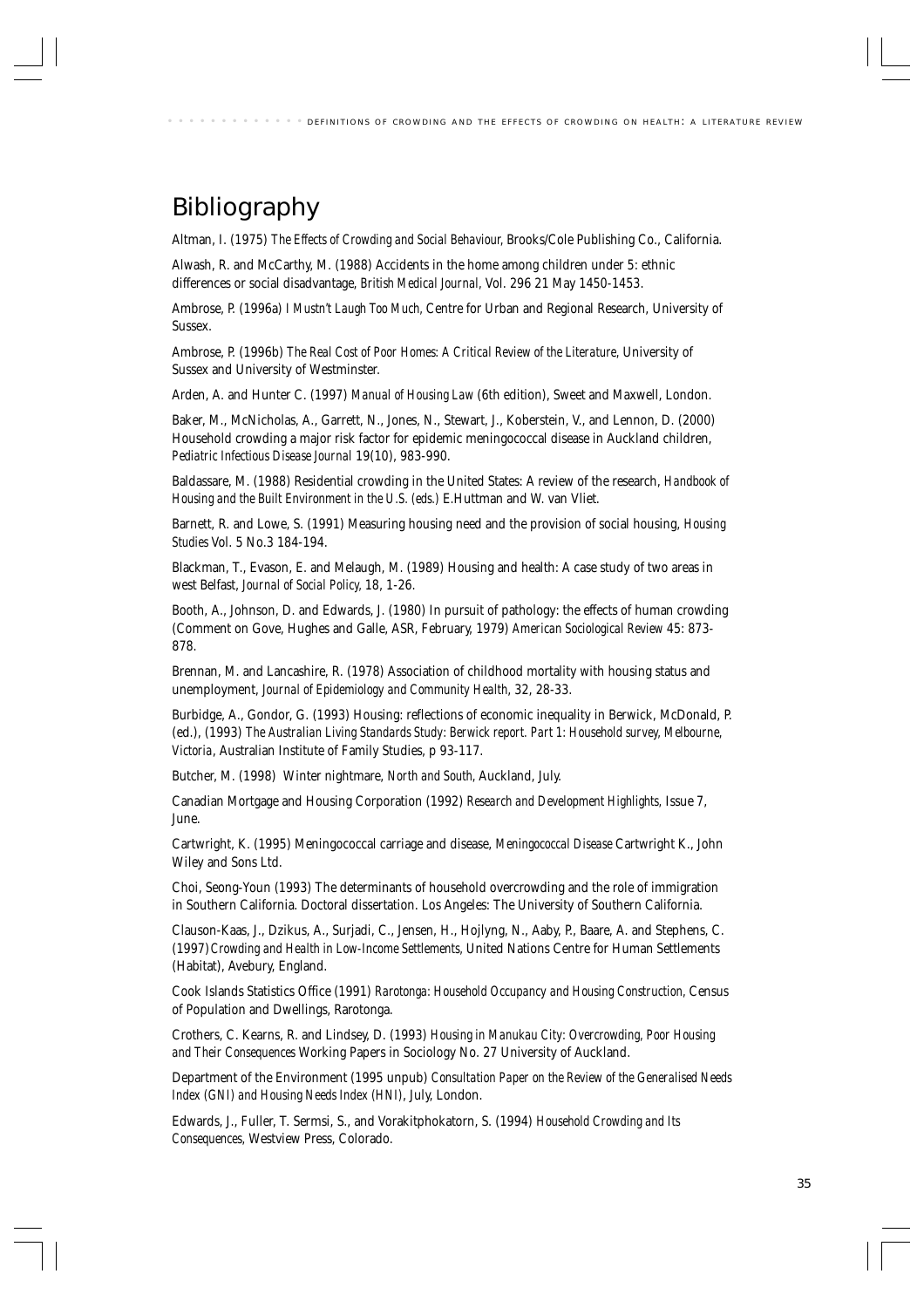# Bibliography

Altman, I. (1975) *The Effects of Crowding and Social Behaviour*, Brooks/Cole Publishing Co., California.

Alwash, R. and McCarthy, M. (1988) Accidents in the home among children under 5: ethnic differences or social disadvantage, *British Medical Journal*, Vol. 296 21 May 1450-1453.

Ambrose, P. (1996a) *I Mustn't Laugh Too Much*, Centre for Urban and Regional Research, University of Sussex.

Ambrose, P. (1996b) *The Real Cost of Poor Homes: A Critical Review of the Literature*, University of Sussex and University of Westminster.

Arden, A. and Hunter C. (1997) *Manual of Housing Law* (6th edition), Sweet and Maxwell, London.

Baker, M., McNicholas, A., Garrett, N., Jones, N., Stewart, J., Koberstein, V., and Lennon, D. (2000) Household crowding a major risk factor for epidemic meningococcal disease in Auckland children, *Pediatric Infectious Disease Journal* 19(10), 983-990.

Baldassare, M. (1988) Residential crowding in the United States: A review of the research, *Handbook of Housing and the Built Environment in the U.S. (eds.)* E.Huttman and W. van Vliet.

Barnett, R. and Lowe, S. (1991) Measuring housing need and the provision of social housing, *Housing Studies* Vol. 5 No.3 184-194.

Blackman, T., Evason, E. and Melaugh, M. (1989) Housing and health: A case study of two areas in west Belfast, *Journal of Social Policy*, 18, 1-26.

Booth, A., Johnson, D. and Edwards, J. (1980) In pursuit of pathology: the effects of human crowding (Comment on Gove, Hughes and Galle, ASR, February, 1979) *American Sociological Review* 45: 873-878.

Brennan, M. and Lancashire, R. (1978) Association of childhood mortality with housing status and unemployment, *Journal of Epidemiology and Community Health*, 32, 28-33.

Burbidge, A., Gondor, G. (1993) Housing: reflections of economic inequality in Berwick, McDonald, P. (ed.), (1993) *The Australian Living Standards Study: Berwick report. Part 1: Household survey, Melbourne, Victoria*, Australian Institute of Family Studies, p 93-117.

Butcher, M. (1998) Winter nightmare, *North and South*, Auckland, July.

Canadian Mortgage and Housing Corporation (1992) *Research and Development Highlights*, Issue 7, June.

Cartwright, K. (1995) Meningococcal carriage and disease, *Meningococcal Disease* Cartwright K., John Wiley and Sons Ltd.

Choi, Seong-Youn (1993) The determinants of household overcrowding and the role of immigration in Southern California. Doctoral dissertation. Los Angeles: The University of Southern California.

Clauson-Kaas, J., Dzikus, A., Surjadi, C., Jensen, H., Hojlyng, N., Aaby, P., Baare, A. and Stephens, C. (1997) *Crowding and Health in Low-Income Settlements*, United Nations Centre for Human Settlements (Habitat), Avebury, England.

Cook Islands Statistics Office (1991) *Rarotonga: Household Occupancy and Housing Construction*, Census of Population and Dwellings, Rarotonga.

Crothers, C. Kearns, R. and Lindsey, D. (1993) *Housing in Manukau City: Overcrowding, Poor Housing and Their Consequences* Working Papers in Sociology No. 27 University of Auckland.

Department of the Environment (1995 unpub) *Consultation Paper on the Review of the Generalised Needs Index (GNI) and Housing Needs Index (HNI)*, July, London.

Edwards, J., Fuller, T. Sermsi, S., and Vorakitphokatorn, S. (1994) *Household Crowding and Its Consequences*, Westview Press, Colorado.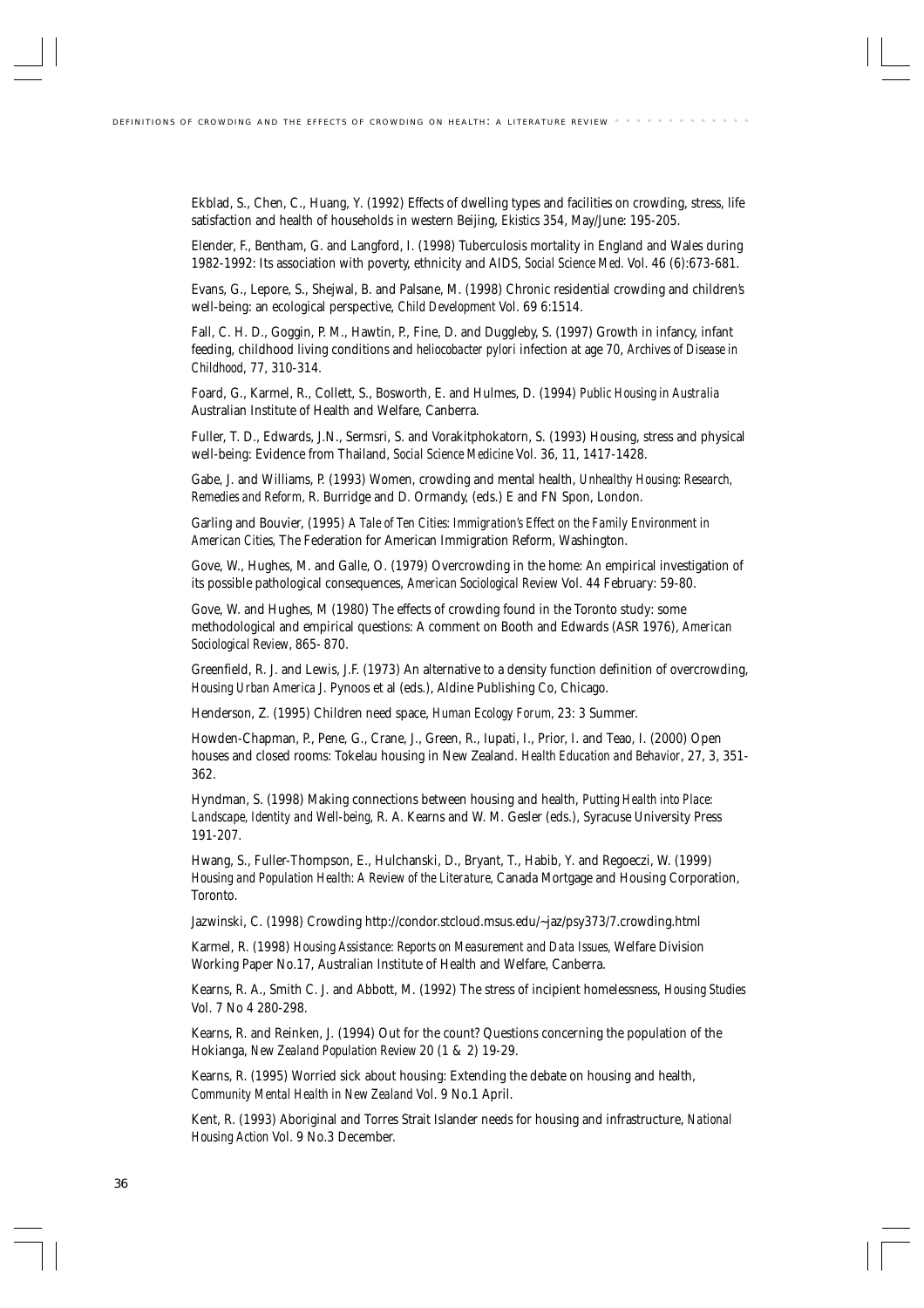Ekblad, S., Chen, C., Huang, Y. (1992) Effects of dwelling types and facilities on crowding, stress, life satisfaction and health of households in western Beijing, *Ekistics* 354, May/June: 195-205.

Elender, F., Bentham, G. and Langford, I. (1998) Tuberculosis mortality in England and Wales during 1982-1992: Its association with poverty, ethnicity and AIDS, *Social Science Med.* Vol. 46 (6):673-681.

Evans, G., Lepore, S., Shejwal, B. and Palsane, M. (1998) Chronic residential crowding and children's well-being: an ecological perspective, *Child Development* Vol. 69 6:1514.

Fall, C. H. D., Goggin, P. M., Hawtin, P., Fine, D. and Duggleby, S. (1997) Growth in infancy, infant feeding, childhood living conditions and *heliocobacter pylori* infection at age 70, *Archives of Disease in Childhood*, 77, 310-314.

Foard, G., Karmel, R., Collett, S., Bosworth, E. and Hulmes, D. (1994) *Public Housing in Australia* Australian Institute of Health and Welfare, Canberra.

Fuller, T. D., Edwards, J.N., Sermsri, S. and Vorakitphokatorn, S. (1993) Housing, stress and physical well-being: Evidence from Thailand, *Social Science Medicine* Vol. 36, 11, 1417-1428.

Gabe, J. and Williams, P. (1993) Women, crowding and mental health, *Unhealthy Housing: Research, Remedies and Reform*, R. Burridge and D. Ormandy, (eds.) E and FN Spon, London.

Garling and Bouvier, (1995) *A Tale of Ten Cities: Immigration's Effect on the Family Environment in American Cities*, The Federation for American Immigration Reform, Washington.

Gove, W., Hughes, M. and Galle, O. (1979) Overcrowding in the home: An empirical investigation of its possible pathological consequences, *American Sociological Review* Vol. 44 February: 59-80.

Gove, W. and Hughes, M (1980) The effects of crowding found in the Toronto study: some methodological and empirical questions: A comment on Booth and Edwards (ASR 1976), *American Sociological Review*, 865- 870.

Greenfield, R. J. and Lewis, J.F. (1973) An alternative to a density function definition of overcrowding, *Housing Urban America* J. Pynoos et al (eds.), Aldine Publishing Co, Chicago.

Henderson, Z. (1995) Children need space, *Human Ecology Forum*, 23: 3 Summer.

Howden-Chapman, P., Pene, G., Crane, J., Green, R., Iupati, I., Prior, I. and Teao, I. (2000) Open houses and closed rooms: Tokelau housing in New Zealand. *Health Education and Behavior*, 27, 3, 351-362.

Hyndman, S. (1998) Making connections between housing and health, *Putting Health into Place: Landscape, Identity and Well-being*, R. A. Kearns and W. M. Gesler (eds.), Syracuse University Press 191-207.

Hwang, S., Fuller-Thompson, E., Hulchanski, D., Bryant, T., Habib, Y. and Regoeczi, W. (1999) *Housing and Population Health: A Review of the Literature*, Canada Mortgage and Housing Corporation, Toronto.

Jazwinski, C. (1998) Crowding http://condor.stcloud.msus.edu/~jaz/psy373/7.crowding.html

Karmel, R. (1998) *Housing Assistance: Reports on Measurement and Data Issues*, Welfare Division Working Paper No.17, Australian Institute of Health and Welfare, Canberra.

Kearns, R. A., Smith C. J. and Abbott, M. (1992) The stress of incipient homelessness, *Housing Studies* Vol. 7 No 4 280-298.

Kearns, R. and Reinken, J. (1994) Out for the count? Questions concerning the population of the Hokianga, *New Zealand Population Review* 20 (1 & 2) 19-29.

Kearns, R. (1995) Worried sick about housing: Extending the debate on housing and health, *Community Mental Health in New Zealand* Vol. 9 No.1 April.

Kent, R. (1993) Aboriginal and Torres Strait Islander needs for housing and infrastructure, *National Housing Action* Vol. 9 No.3 December.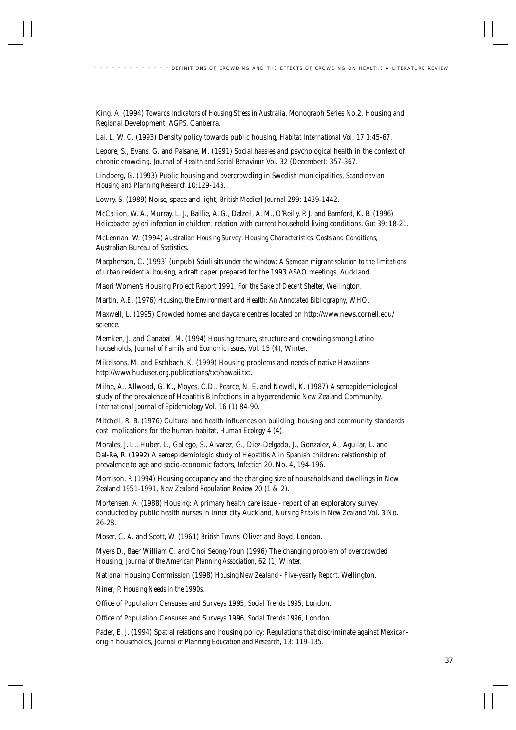King, A. (1994) *Towards Indicators of Housing Stress in Australia*, Monograph Series No.2, Housing and Regional Development, AGPS, Canberra.

Lai, L. W. C. (1993) Density policy towards public housing, *Habitat International* Vol. 17 1:45-67.

Lepore, S., Evans, G. and Palsane, M. (1991) Social hassles and psychological health in the context of chronic crowding, *Journal of Health and Social Behaviour* Vol. 32 (December): 357-367.

Lindberg, G. (1993) Public housing and overcrowding in Swedish municipalities, *Scandinavian Housing and Planning Research* 10:129-143.

Lowry, S. (1989) Noise, space and light, *British Medical Journal* 299: 1439-1442.

McCallion, W. A., Murray, L. J., Baillie, A. G., Dalzell, A. M., O'Reilly, P. J. and Bamford, K. B. (1996) *Helicobacter pylori* infection in children: relation with current household living conditions, *Gut* 39: 18-21.

McLennan, W. (1994) *Australian Housing Survey: Housing Characteristics, Costs and Conditions*, Australian Bureau of Statistics.

Macpherson, C. (1993) (unpub) *Seiuli sits under the window: A Samoan migrant solution to the limitations of urban residential housing*, a draft paper prepared for the 1993 ASAO meetings, Auckland.

Maori Women's Housing Project Report 1991, *For the Sake of Decent Shelter*, Wellington.

Martin, A.E. (1976) *Housing, the Environment and Health: An Annotated Bibliography*, WHO.

Maxwell, L. (1995) Crowded homes and daycare centres located on http://www.news.cornell.edu/science.

Memken, J. and Canabal, M. (1994) Housing tenure, structure and crowding smong Latino households, *Journal of Family and Economic Issues*, Vol. 15 (4), Winter.

Mikelsons, M. and Eschbach, K. (1999) Housing problems and needs of native Hawaiians http://www.huduser.org.publications/txt/hawaii.txt.

Milne, A., Allwood, G. K., Moyes, C.D., Pearce, N. E. and Newell, K. (1987) A seroepidemiological study of the prevalence of Hepatitis B infections in a hyperendemic New Zealand Community, *International Journal of Epidemiology* Vol. 16 (1) 84-90.

Mitchell, R. B. (1976) Cultural and health influences on building, housing and community standards: cost implications for the human habitat, *Human Ecology* 4 (4).

Morales, J. L., Huber, L., Gallego, S., Alvarez, G., Diez-Delgado, J., Gonzalez, A., Aguilar, L. and Dal-Re, R. (1992) A seroepidemiologic study of Hepatitis A in Spanish children: relationship of prevalence to age and socio-economic factors, *Infection* 20, No. 4, 194-196.

Morrison, P. (1994) Housing occupancy and the changing size of households and dwellings in New Zealand 1951-1991, *New Zealand Population Review* 20 (1 & 2).

Mortensen, A. (1988) Housing: A primary health care issue - report of an exploratory survey conducted by public health nurses in inner city Auckland, *Nursing Praxis in New Zealand* Vol. 3 No. 26-28.

Moser, C. A. and Scott, W. (1961) *British Towns*, Oliver and Boyd, London.

Myers D., Baer William C. and Choi Seong-Youn (1996) The changing problem of overcrowded Housing, *Journal of the American Planning Association*, 62 (1) Winter.

National Housing Commission (1998) *Housing New Zealand - Five-yearly Report*, Wellington.

Niner, P. *Housing Needs in the 1990s*.

Office of Population Censuses and Surveys 1995, *Social Trends 1995*, London.

Office of Population Censuses and Surveys 1996, *Social Trends 1996*, London.

Pader, E. J. (1994) Spatial relations and housing policy: Regulations that discriminate against Mexican-origin households, *Journal of Planning Education and Research*, 13: 119-135.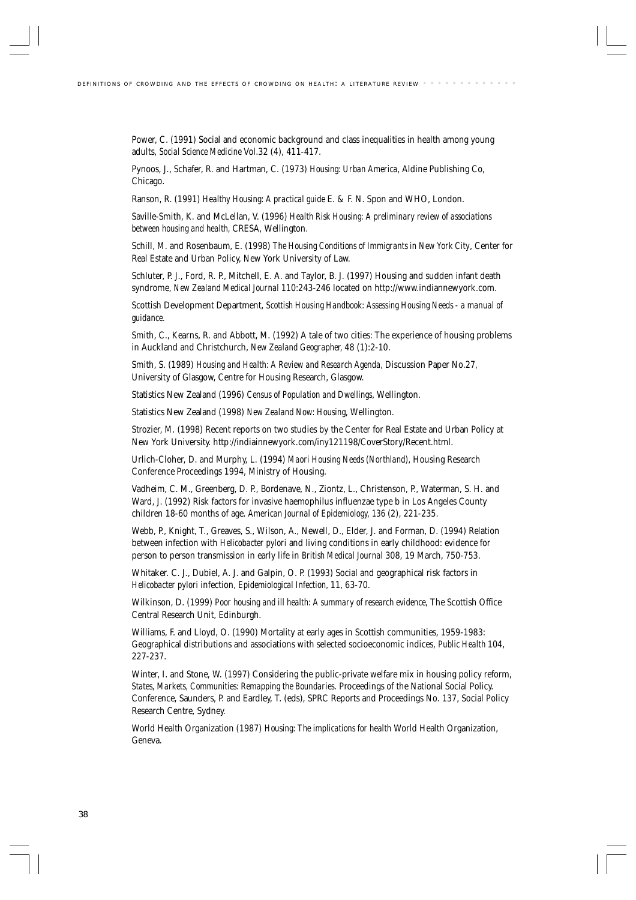Power, C. (1991) Social and economic background and class inequalities in health among young adults, *Social Science Medicine* Vol.32 (4), 411-417.

Pynoos, J., Schafer, R. and Hartman, C. (1973) *Housing: Urban America*, Aldine Publishing Co, Chicago.

Ranson, R. (1991) *Healthy Housing: A practical guide* E. & F. N. Spon and WHO, London.

Saville-Smith, K. and McLellan, V. (1996) *Health Risk Housing: A preliminary review of associations between housing and health*, CRESA, Wellington.

Schill, M. and Rosenbaum, E. (1998) *The Housing Conditions of Immigrants in New York City*, Center for Real Estate and Urban Policy, New York University of Law.

Schluter, P. J., Ford, R. P., Mitchell, E. A. and Taylor, B. J. (1997) Housing and sudden infant death syndrome, *New Zealand Medical Journal* 110:243-246 located on http://www.indiannewyork.com.

Scottish Development Department, *Scottish Housing Handbook: Assessing Housing Needs - a manual of guidance*.

Smith, C., Kearns, R. and Abbott, M. (1992) A tale of two cities: The experience of housing problems in Auckland and Christchurch, *New Zealand Geographer*, 48 (1):2-10.

Smith, S. (1989) *Housing and Health: A Review and Research Agenda*, Discussion Paper No.27, University of Glasgow, Centre for Housing Research, Glasgow.

Statistics New Zealand (1996) *Census of Population and Dwellings*, Wellington.

Statistics New Zealand (1998) *New Zealand Now: Housing*, Wellington.

Strozier, M. (1998) Recent reports on two studies by the Center for Real Estate and Urban Policy at New York University. http://indiainnewyork.com/iny121198/CoverStory/Recent.html.

Urlich-Cloher, D. and Murphy, L. (1994) *Maori Housing Needs (Northland)*, Housing Research Conference Proceedings 1994, Ministry of Housing.

Vadheim, C. M., Greenberg, D. P., Bordenave, N., Ziontz, L., Christenson, P., Waterman, S. H. and Ward, J. (1992) Risk factors for invasive haemophilus influenzae type b in Los Angeles County children 18-60 months of age. *American Journal of Epidemiology*, 136 (2), 221-235.

Webb, P., Knight, T., Greaves, S., Wilson, A., Newell, D., Elder, J. and Forman, D. (1994) Relation between infection with *Helicobacter pylori* and living conditions in early childhood: evidence for person to person transmission in early life in *British Medical Journal* 308, 19 March, 750-753.

Whitaker. C. J., Dubiel, A. J. and Galpin, O. P. (1993) Social and geographical risk factors in *Helicobacter pylori* infection, *Epidemiological Infection*, 11, 63-70.

Wilkinson, D. (1999) *Poor housing and ill health: A summary of research evidence*, The Scottish Office Central Research Unit, Edinburgh.

Williams, F. and Lloyd, O. (1990) Mortality at early ages in Scottish communities, 1959-1983: Geographical distributions and associations with selected socioeconomic indices, *Public Health* 104, 227-237.

Winter, I. and Stone, W. (1997) Considering the public-private welfare mix in housing policy reform, *States, Markets, Communities: Remapping the Boundaries.* Proceedings of the National Social Policy. Conference, Saunders, P. and Eardley, T. (eds), SPRC Reports and Proceedings No. 137, Social Policy Research Centre, Sydney.

World Health Organization (1987) *Housing: The implications for health* World Health Organization, Geneva.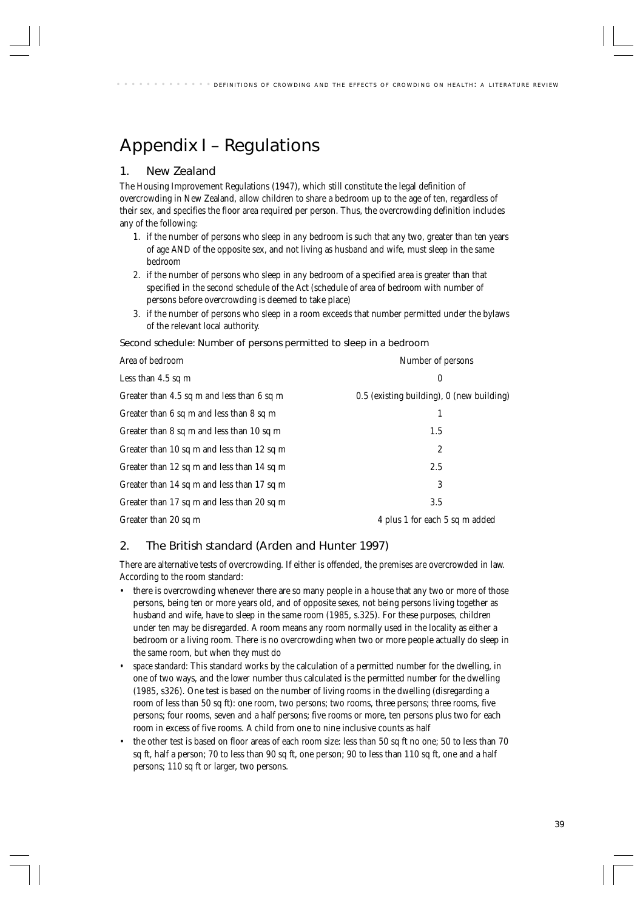# Appendix I – Regulations

## 1. New Zealand

The Housing Improvement Regulations (1947), which still constitute the legal definition of overcrowding in New Zealand, allow children to share a bedroom up to the age of ten, regardless of their sex, and specifies the floor area required per person. Thus, the overcrowding definition includes any of the following:

1. if the number of persons who sleep in any bedroom is such that any two, greater than ten years of age AND of the opposite sex, and not living as husband and wife, must sleep in the same bedroom
2. if the number of persons who sleep in any bedroom of a specified area is greater than that specified in the second schedule of the Act (schedule of area of bedroom with number of persons before overcrowding is deemed to take place)
3. if the number of persons who sleep in a room exceeds that number permitted under the bylaws of the relevant local authority.

### Second schedule: Number of persons permitted to sleep in a bedroom

| Area of bedroom | Number of persons |
|---|---|
| Less than 4.5 sq m | 0 |
| Greater than 4.5 sq m and less than 6 sq m | 0.5 (existing building), 0 (new building) |
| Greater than 6 sq m and less than 8 sq m | 1 |
| Greater than 8 sq m and less than 10 sq m | 1.5 |
| Greater than 10 sq m and less than 12 sq m | 2 |
| Greater than 12 sq m and less than 14 sq m | 2.5 |
| Greater than 14 sq m and less than 17 sq m | 3 |
| Greater than 17 sq m and less than 20 sq m | 3.5 |
| Greater than 20 sq m | 4 plus 1 for each 5 sq m added |

## 2. The British standard (Arden and Hunter 1997)

There are alternative tests of overcrowding. If either is offended, the premises are overcrowded in law. According to the room standard:

- there is overcrowding whenever there are so many people in a house that any two or more of those persons, being ten or more years old, and of opposite sexes, not being persons living together as husband and wife, have to sleep in the same room (1985, s.325). For these purposes, children under ten may be disregarded. A room means any room normally used in the locality as either a bedroom or a living room. There is no overcrowding when two or more people actually do sleep in the same room, but when they *must* do
- *space standard*: This standard works by the calculation of a permitted number for the dwelling, in one of two ways, and the *lower* number thus calculated is the permitted number for the dwelling (1985, s326). One test is based on the number of living rooms in the dwelling (disregarding a room of less than 50 sq ft): one room, two persons; two rooms, three persons; three rooms, five persons; four rooms, seven and a half persons; five rooms or more, ten persons plus two for each room in excess of five rooms. A child from one to nine inclusive counts as half
- the other test is based on floor areas of each room size: less than 50 sq ft no one; 50 to less than 70 sq ft, half a person; 70 to less than 90 sq ft, one person; 90 to less than 110 sq ft, one and a half persons; 110 sq ft or larger, two persons.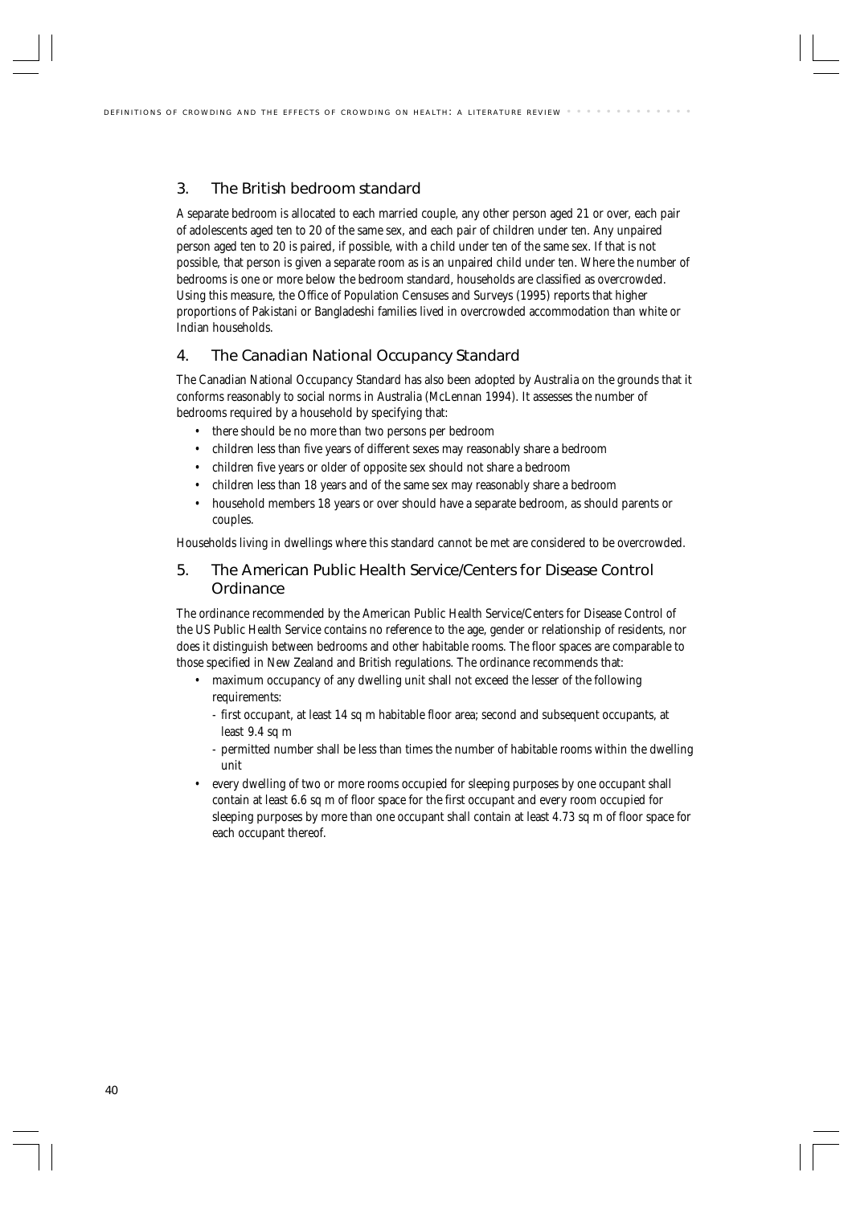## 3. The British bedroom standard

A separate bedroom is allocated to each married couple, any other person aged 21 or over, each pair of adolescents aged ten to 20 of the same sex, and each pair of children under ten. Any unpaired person aged ten to 20 is paired, if possible, with a child under ten of the same sex. If that is not possible, that person is given a separate room as is an unpaired child under ten. Where the number of bedrooms is one or more below the bedroom standard, households are classified as overcrowded. Using this measure, the Office of Population Censuses and Surveys (1995) reports that higher proportions of Pakistani or Bangladeshi families lived in overcrowded accommodation than white or Indian households.

## 4. The Canadian National Occupancy Standard

The Canadian National Occupancy Standard has also been adopted by Australia on the grounds that it conforms reasonably to social norms in Australia (McLennan 1994). It assesses the number of bedrooms required by a household by specifying that:

- there should be no more than two persons per bedroom
- children less than five years of different sexes may reasonably share a bedroom
- children five years or older of opposite sex should not share a bedroom
- children less than 18 years and of the same sex may reasonably share a bedroom
- household members 18 years or over should have a separate bedroom, as should parents or couples.

Households living in dwellings where this standard cannot be met are considered to be overcrowded.

## 5. The American Public Health Service/Centers for Disease Control Ordinance

The ordinance recommended by the American Public Health Service/Centers for Disease Control of the US Public Health Service contains no reference to the age, gender or relationship of residents, nor does it distinguish between bedrooms and other habitable rooms. The floor spaces are comparable to those specified in New Zealand and British regulations. The ordinance recommends that:

- maximum occupancy of any dwelling unit shall not exceed the lesser of the following requirements:
  - first occupant, at least 14 sq m habitable floor area; second and subsequent occupants, at least 9.4 sq m
  - permitted number shall be less than times the number of habitable rooms within the dwelling unit
- every dwelling of two or more rooms occupied for sleeping purposes by one occupant shall contain at least 6.6 sq m of floor space for the first occupant and every room occupied for sleeping purposes by more than one occupant shall contain at least 4.73 sq m of floor space for each occupant thereof.